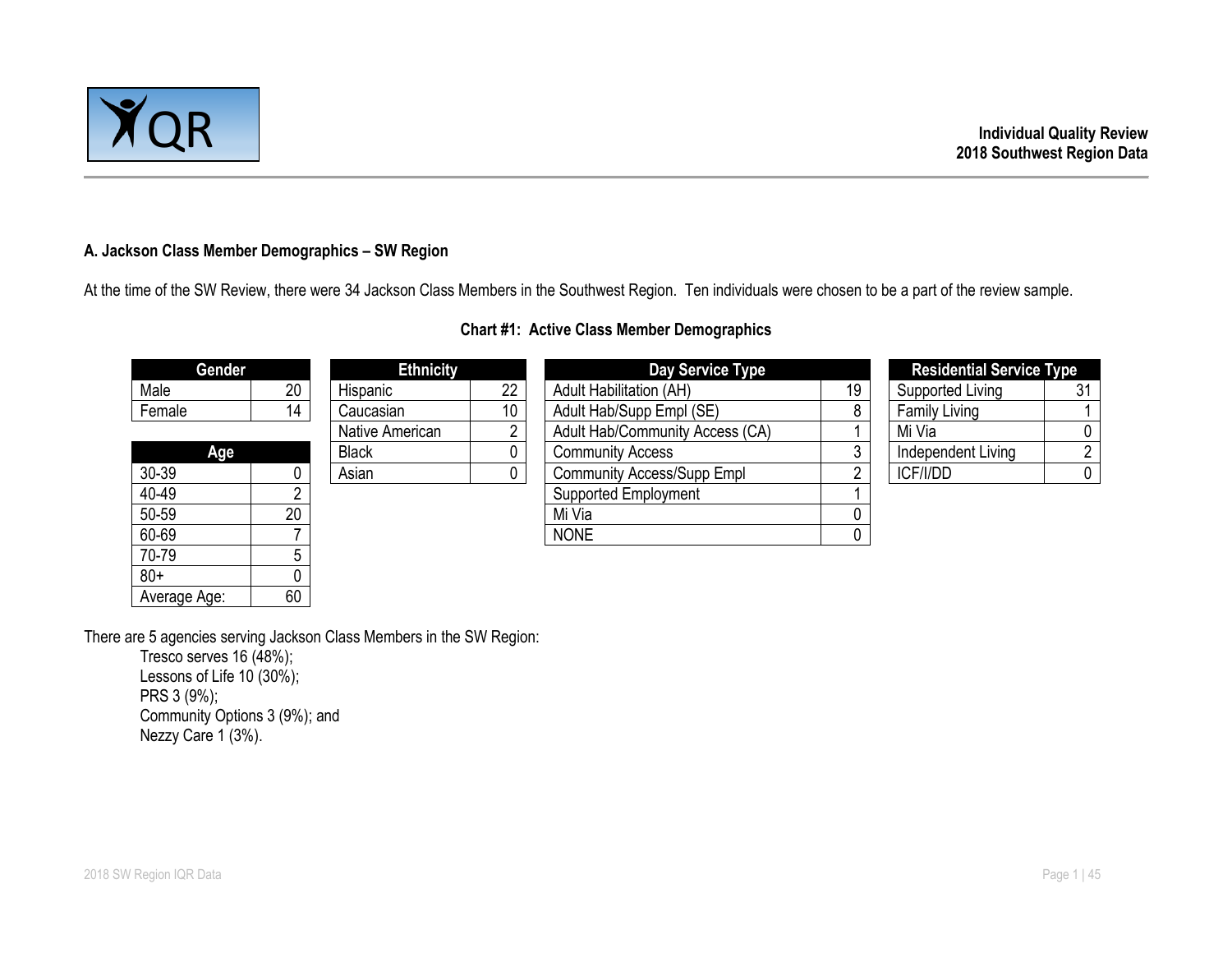## A. Jackson Class Member Demographics – SW Region

At the time of the SW Review, there were 34 Jackson Class Members in the Southwest Region. Ten individuals were chosen to be a part of the review sample.

**Chart #1: Active Class Member Demographics**

| Gender | |
|---|---|
| Male | 20 |
| Female | 14 |

| Age | |
|---|---|
| 30-39 | 0 |
| 40-49 | 2 |
| 50-59 | 20 |
| 60-69 | 7 |
| 70-79 | 5 |
| 80+ | 0 |
| Average Age: | 60 |

| Ethnicity | |
|---|---|
| Hispanic | 22 |
| Caucasian | 10 |
| Native American | 2 |
| Black | 0 |
| Asian | 0 |

| Day Service Type | |
|---|---|
| Adult Habilitation (AH) | 19 |
| Adult Hab/Supp Empl (SE) | 8 |
| Adult Hab/Community Access (CA) | 1 |
| Community Access | 3 |
| Community Access/Supp Empl | 2 |
| Supported Employment | 1 |
| Mi Via | 0 |
| NONE | 0 |

| Residential Service Type | |
|---|---|
| Supported Living | 31 |
| Family Living | 1 |
| Mi Via | 0 |
| Independent Living | 2 |
| ICF/I/DD | 0 |

There are 5 agencies serving Jackson Class Members in the SW Region:

- Tresco serves 16 (48%);
- Lessons of Life 10 (30%);
- PRS 3 (9%);
- Community Options 3 (9%); and
- Nezzy Care 1 (3%).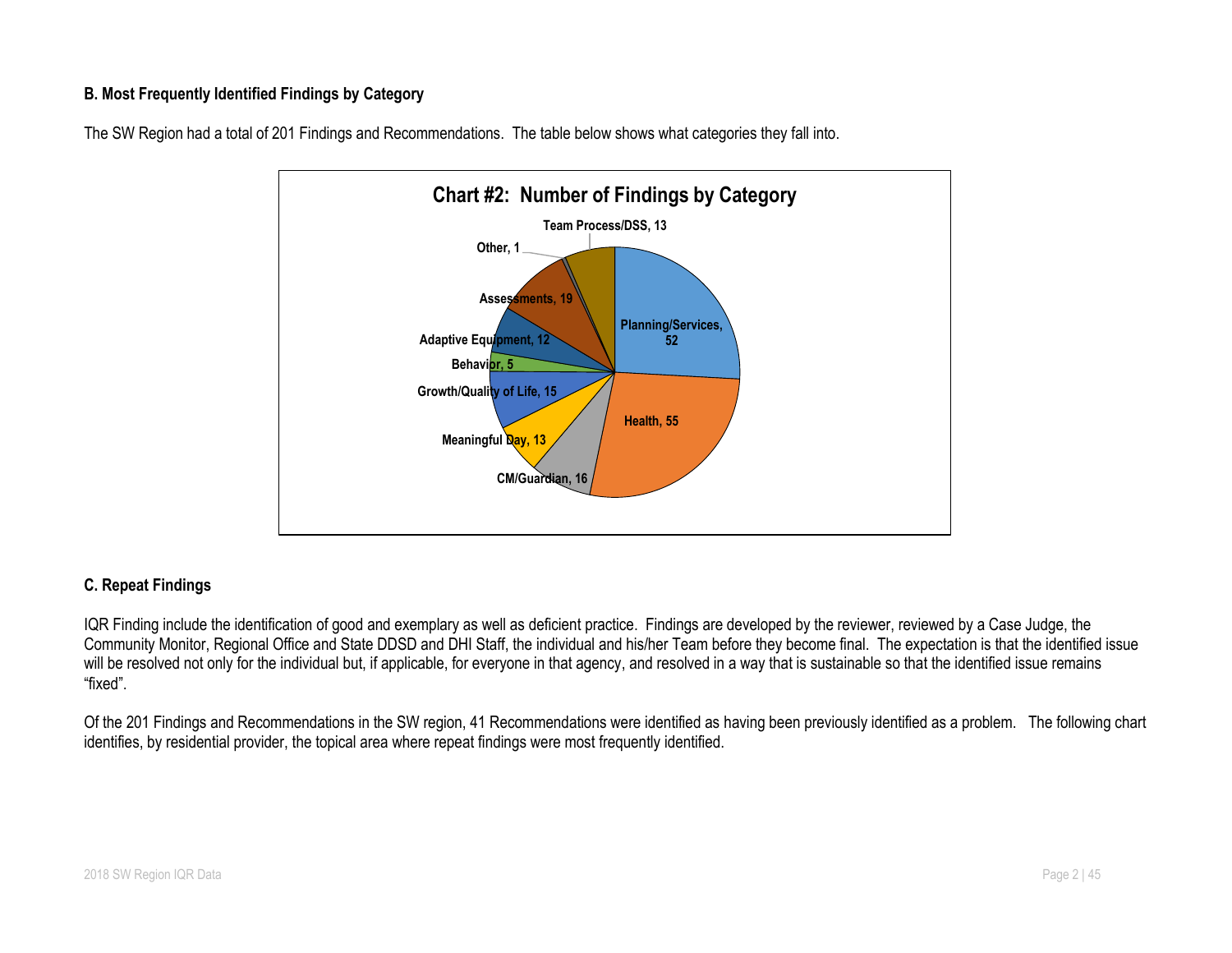### B. Most Frequently Identified Findings by Category

The SW Region had a total of 201 Findings and Recommendations. The table below shows what categories they fall into.

**Chart #2: Number of Findings by Category**

| Category | Number of Findings |
| --- | --- |
| Planning/Services | 52 |
| Health | 55 |
| CM/Guardian | 16 |
| Meaningful Day | 13 |
| Growth/Quality of Life | 15 |
| Behavior | 5 |
| Adaptive Equipment | 12 |
| Assessments | 19 |
| Other | 1 |
| Team Process/DSS | 13 |

### C. Repeat Findings

IQR Finding include the identification of good and exemplary as well as deficient practice. Findings are developed by the reviewer, reviewed by a Case Judge, the Community Monitor, Regional Office and State DDSD and DHI Staff, the individual and his/her Team before they become final. The expectation is that the identified issue will be resolved not only for the individual but, if applicable, for everyone in that agency, and resolved in a way that is sustainable so that the identified issue remains "fixed".

Of the 201 Findings and Recommendations in the SW region, 41 Recommendations were identified as having been previously identified as a problem. The following chart identifies, by residential provider, the topical area where repeat findings were most frequently identified.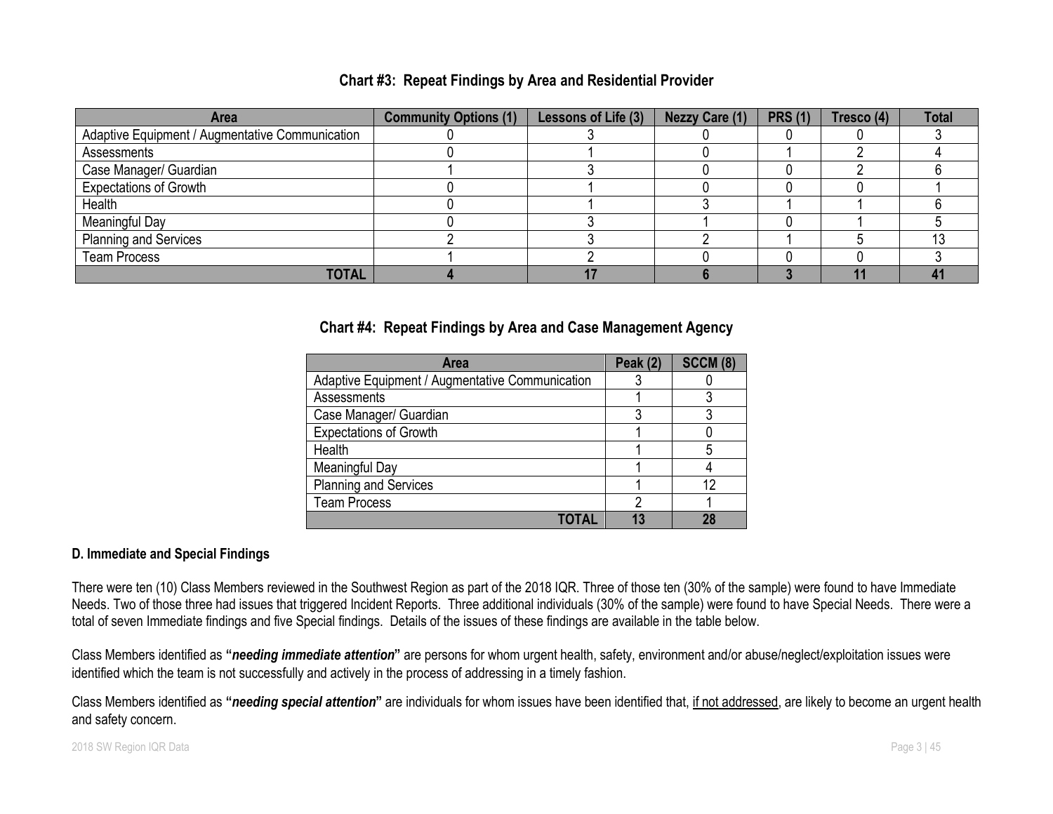**Chart #3: Repeat Findings by Area and Residential Provider**

| Area | Community Options (1) | Lessons of Life (3) | Nezzy Care (1) | PRS (1) | Tresco (4) | Total |
|---|---|---|---|---|---|---|
| Adaptive Equipment / Augmentative Communication | 0 | 3 | 0 | 0 | 0 | 3 |
| Assessments | 0 | 1 | 0 | 1 | 2 | 4 |
| Case Manager/ Guardian | 1 | 3 | 0 | 0 | 2 | 6 |
| Expectations of Growth | 0 | 1 | 0 | 0 | 0 | 1 |
| Health | 0 | 1 | 3 | 1 | 1 | 6 |
| Meaningful Day | 0 | 3 | 1 | 0 | 1 | 5 |
| Planning and Services | 2 | 3 | 2 | 1 | 5 | 13 |
| Team Process | 1 | 2 | 0 | 0 | 0 | 3 |
| **TOTAL** | **4** | **17** | **6** | **3** | **11** | **41** |

**Chart #4: Repeat Findings by Area and Case Management Agency**

| Area | Peak (2) | SCCM (8) |
|---|---|---|
| Adaptive Equipment / Augmentative Communication | 3 | 0 |
| Assessments | 1 | 3 |
| Case Manager/ Guardian | 3 | 3 |
| Expectations of Growth | 1 | 0 |
| Health | 1 | 5 |
| Meaningful Day | 1 | 4 |
| Planning and Services | 1 | 12 |
| Team Process | 2 | 1 |
| **TOTAL** | **13** | **28** |

### D. Immediate and Special Findings

There were ten (10) Class Members reviewed in the Southwest Region as part of the 2018 IQR. Three of those ten (30% of the sample) were found to have Immediate Needs. Two of those three had issues that triggered Incident Reports. Three additional individuals (30% of the sample) were found to have Special Needs. There were a total of seven Immediate findings and five Special findings. Details of the issues of these findings are available in the table below.

Class Members identified as **"*needing immediate attention*"** are persons for whom urgent health, safety, environment and/or abuse/neglect/exploitation issues were identified which the team is not successfully and actively in the process of addressing in a timely fashion.

Class Members identified as **"*needing special attention*"** are individuals for whom issues have been identified that, <u>if not addressed</u>, are likely to become an urgent health and safety concern.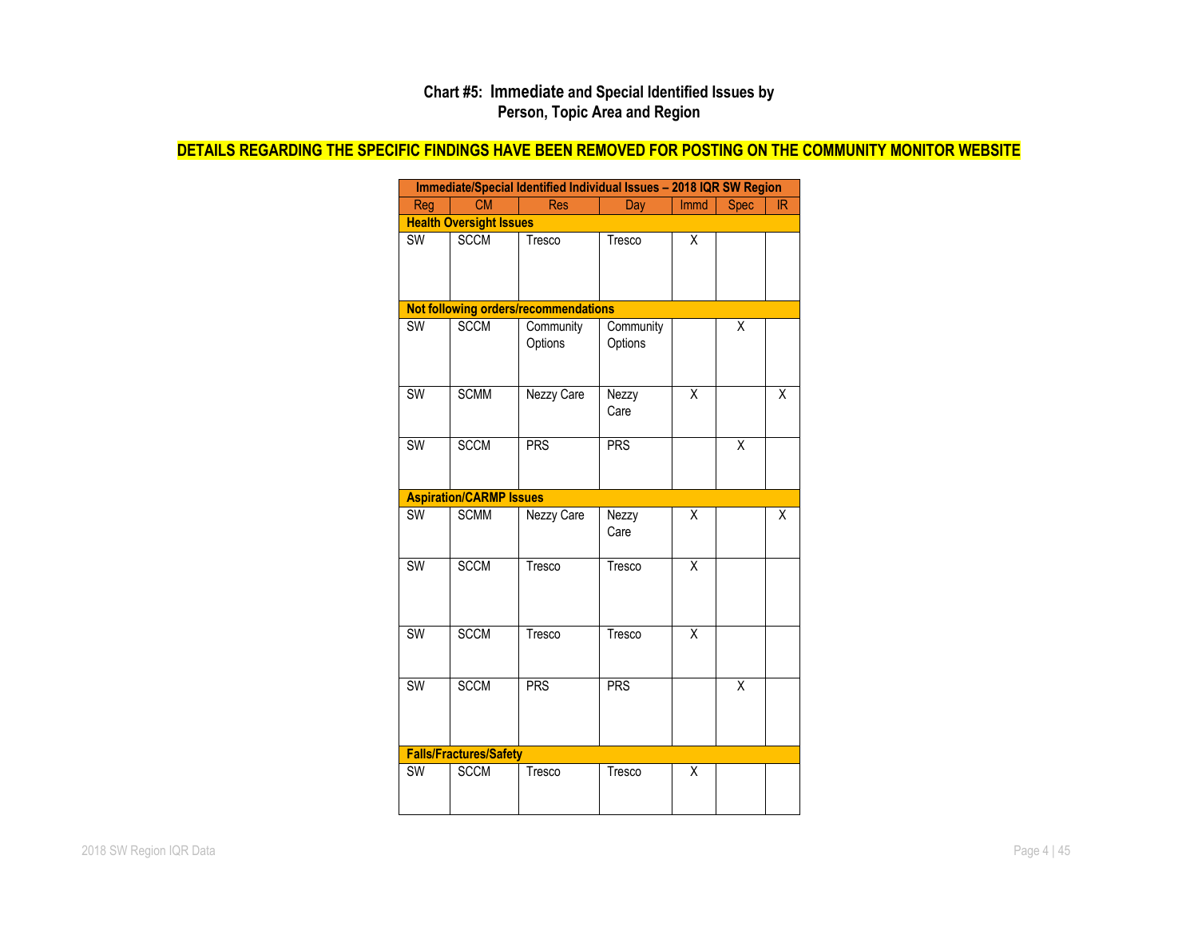## Chart #5: Immediate and Special Identified Issues by Person, Topic Area and Region

**DETAILS REGARDING THE SPECIFIC FINDINGS HAVE BEEN REMOVED FOR POSTING ON THE COMMUNITY MONITOR WEBSITE**

| Immediate/Special Identified Individual Issues – 2018 IQR SW Region | | | | | | |
|---|---|---|---|---|---|---|
| Reg | CM | Res | Day | Immd | Spec | IR |
| **Health Oversight Issues** | | | | | | |
| SW | SCCM | Tresco | Tresco | X | | |
| **Not following orders/recommendations** | | | | | | |
| SW | SCCM | Community Options | Community Options | | X | |
| SW | SCMM | Nezzy Care | Nezzy Care | X | | X |
| SW | SCCM | PRS | PRS | | X | |
| **Aspiration/CARMP Issues** | | | | | | |
| SW | SCMM | Nezzy Care | Nezzy Care | X | | X |
| SW | SCCM | Tresco | Tresco | X | | |
| SW | SCCM | Tresco | Tresco | X | | |
| SW | SCCM | PRS | PRS | | X | |
| **Falls/Fractures/Safety** | | | | | | |
| SW | SCCM | Tresco | Tresco | X | | |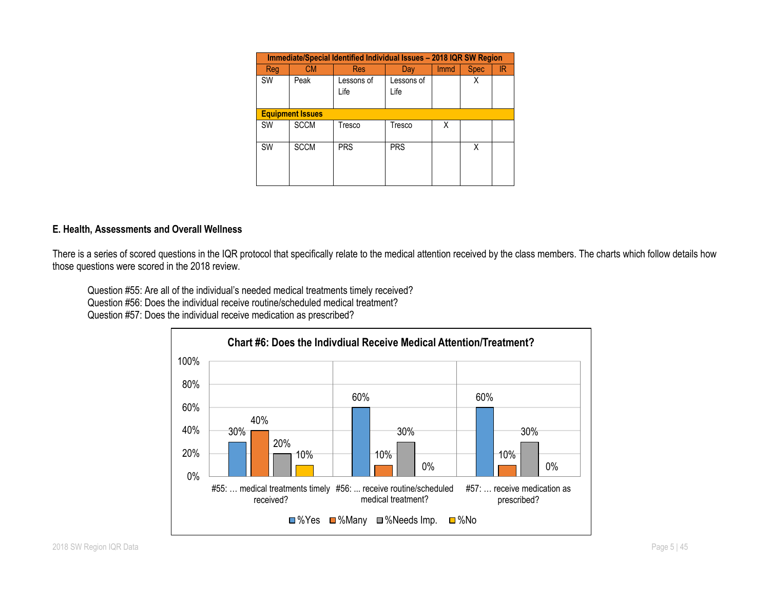| Immediate/Special Identified Individual Issues – 2018 IQR SW Region | | | | | | |
|---|---|---|---|---|---|---|
| Reg | CM | Res | Day | Immd | Spec | IR |
| SW | Peak | Lessons of Life | Lessons of Life | | X | |
| **Equipment Issues** | | | | | | |
| SW | SCCM | Tresco | Tresco | X | | |
| SW | SCCM | PRS | PRS | | X | |

**E. Health, Assessments and Overall Wellness**

There is a series of scored questions in the IQR protocol that specifically relate to the medical attention received by the class members. The charts which follow details how those questions were scored in the 2018 review.

Question #55: Are all of the individual's needed medical treatments timely received?
Question #56: Does the individual receive routine/scheduled medical treatment?
Question #57: Does the individual receive medication as prescribed?

**Chart #6: Does the Indivdiual Receive Medical Attention/Treatment?**

| | %Yes | %Many | %Needs Imp. | %No |
|---|---|---|---|---|
| #55: … medical treatments timely received? | 30% | 40% | 20% | 10% |
| #56: ... receive routine/scheduled medical treatment? | 60% | 10% | 30% | 0% |
| #57: … receive medication as prescribed? | 60% | 10% | 30% | 0% |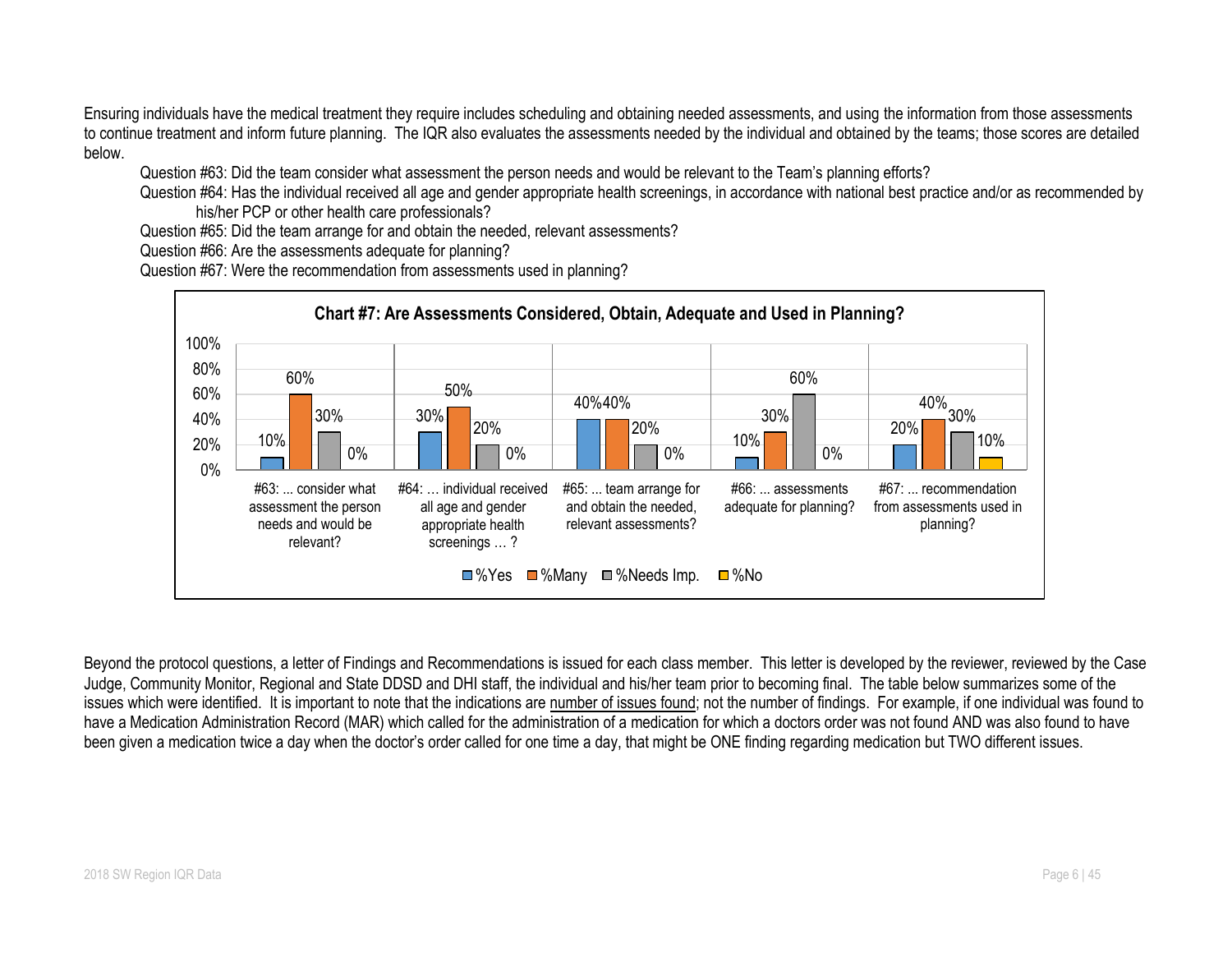Ensuring individuals have the medical treatment they require includes scheduling and obtaining needed assessments, and using the information from those assessments to continue treatment and inform future planning. The IQR also evaluates the assessments needed by the individual and obtained by the teams; those scores are detailed below.

Question #63: Did the team consider what assessment the person needs and would be relevant to the Team's planning efforts?

Question #64: Has the individual received all age and gender appropriate health screenings, in accordance with national best practice and/or as recommended by his/her PCP or other health care professionals?

Question #65: Did the team arrange for and obtain the needed, relevant assessments?

Question #66: Are the assessments adequate for planning?

Question #67: Were the recommendation from assessments used in planning?

**Chart #7: Are Assessments Considered, Obtain, Adequate and Used in Planning?**

| Question | %Yes | %Many | %Needs Imp. | %No |
|---|---|---|---|---|
| #63: ... consider what assessment the person needs and would be relevant? | 10% | 60% | 30% | 0% |
| #64: … individual received all age and gender appropriate health screenings … ? | 30% | 50% | 20% | 0% |
| #65: ... team arrange for and obtain the needed, relevant assessments? | 40% | 40% | 20% | 0% |
| #66: ... assessments adequate for planning? | 10% | 30% | 60% | 0% |
| #67: ... recommendation from assessments used in planning? | 20% | 40% | 30% | 10% |

Beyond the protocol questions, a letter of Findings and Recommendations is issued for each class member. This letter is developed by the reviewer, reviewed by the Case Judge, Community Monitor, Regional and State DDSD and DHI staff, the individual and his/her team prior to becoming final. The table below summarizes some of the issues which were identified. It is important to note that the indications are number of issues found; not the number of findings. For example, if one individual was found to have a Medication Administration Record (MAR) which called for the administration of a medication for which a doctors order was not found AND was also found to have been given a medication twice a day when the doctor's order called for one time a day, that might be ONE finding regarding medication but TWO different issues.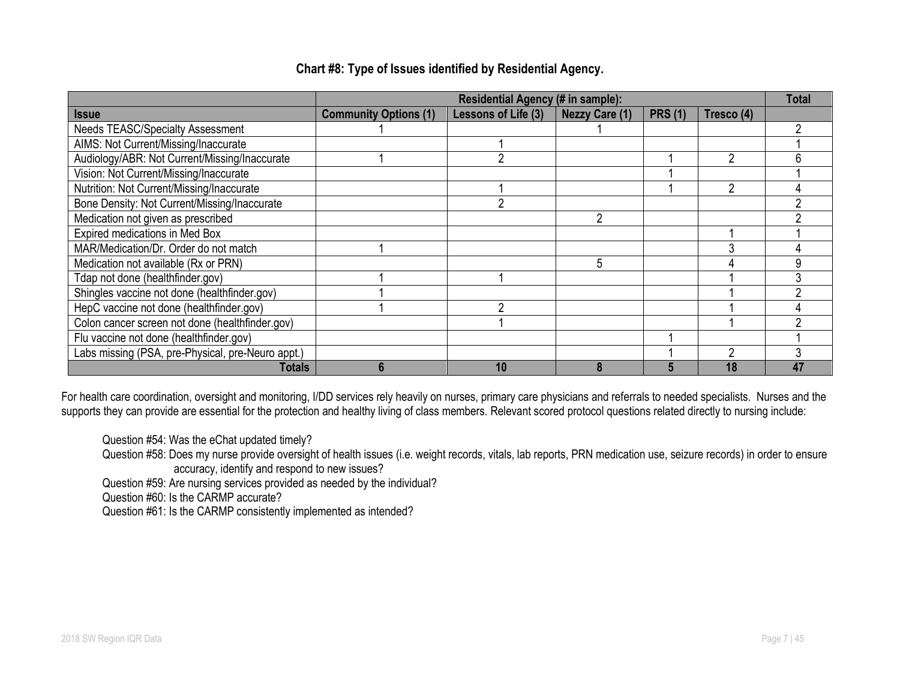**Chart #8: Type of Issues identified by Residential Agency.**

| | Residential Agency (# in sample): | | | | | Total |
|---|---|---|---|---|---|---|
| **Issue** | **Community Options (1)** | **Lessons of Life (3)** | **Nezzy Care (1)** | **PRS (1)** | **Tresco (4)** | |
| Needs TEASC/Specialty Assessment | 1 | | 1 | | | 2 |
| AIMS: Not Current/Missing/Inaccurate | | 1 | | | | 1 |
| Audiology/ABR: Not Current/Missing/Inaccurate | 1 | 2 | | 1 | 2 | 6 |
| Vision: Not Current/Missing/Inaccurate | | | | 1 | | 1 |
| Nutrition: Not Current/Missing/Inaccurate | | 1 | | 1 | 2 | 4 |
| Bone Density: Not Current/Missing/Inaccurate | | 2 | | | | 2 |
| Medication not given as prescribed | | | 2 | | | 2 |
| Expired medications in Med Box | | | | | 1 | 1 |
| MAR/Medication/Dr. Order do not match | 1 | | | | 3 | 4 |
| Medication not available (Rx or PRN) | | | 5 | | 4 | 9 |
| Tdap not done (healthfinder.gov) | 1 | 1 | | | 1 | 3 |
| Shingles vaccine not done (healthfinder.gov) | 1 | | | | 1 | 2 |
| HepC vaccine not done (healthfinder.gov) | 1 | 2 | | | 1 | 4 |
| Colon cancer screen not done (healthfinder.gov) | | 1 | | | 1 | 2 |
| Flu vaccine not done (healthfinder.gov) | | | | 1 | | 1 |
| Labs missing (PSA, pre-Physical, pre-Neuro appt.) | | | | 1 | 2 | 3 |
| **Totals** | **6** | **10** | **8** | **5** | **18** | **47** |

For health care coordination, oversight and monitoring, I/DD services rely heavily on nurses, primary care physicians and referrals to needed specialists. Nurses and the supports they can provide are essential for the protection and healthy living of class members. Relevant scored protocol questions related directly to nursing include:

Question #54: Was the eChat updated timely?

Question #58: Does my nurse provide oversight of health issues (i.e. weight records, vitals, lab reports, PRN medication use, seizure records) in order to ensure accuracy, identify and respond to new issues?

Question #59: Are nursing services provided as needed by the individual?

Question #60: Is the CARMP accurate?

Question #61: Is the CARMP consistently implemented as intended?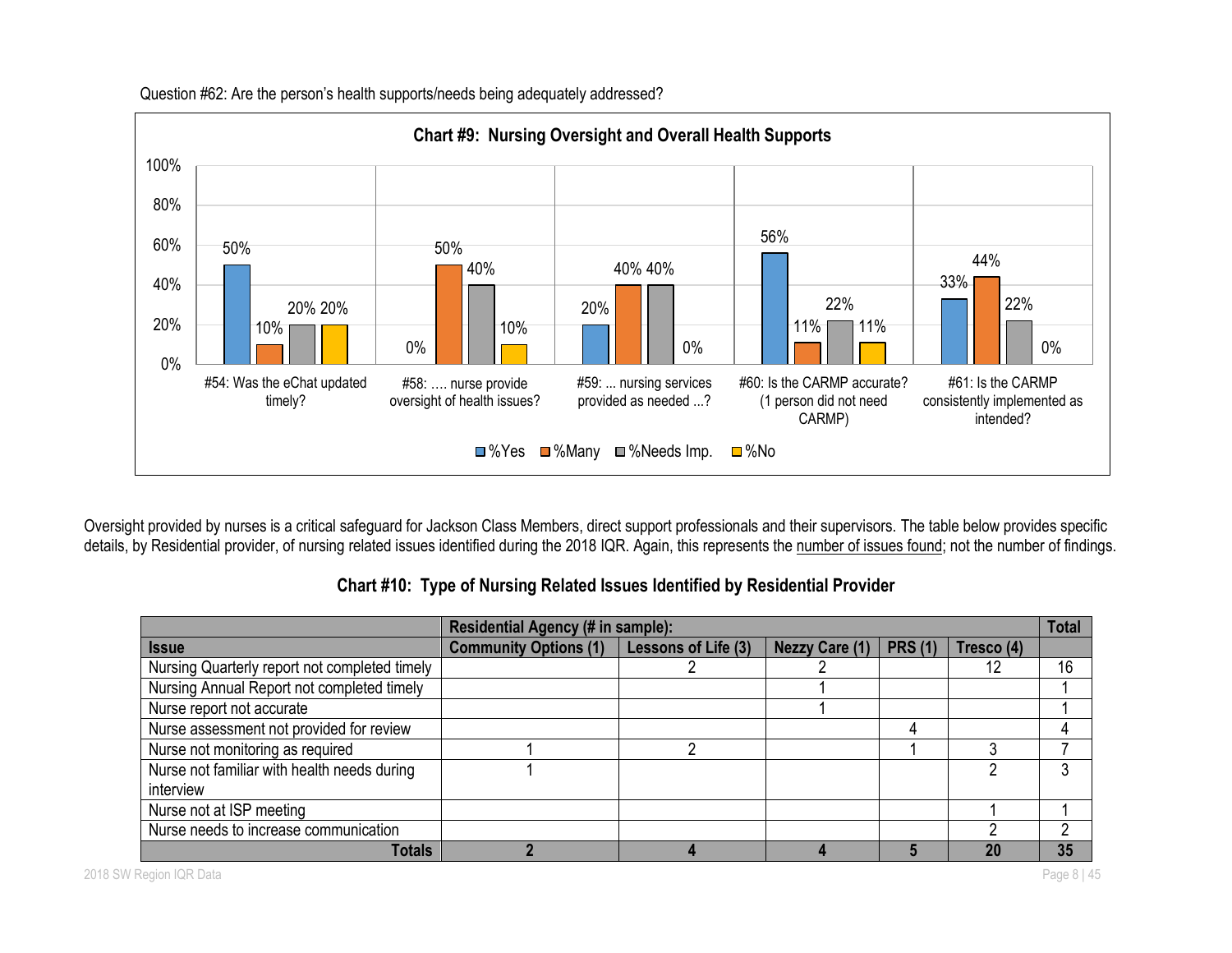Question #62: Are the person's health supports/needs being adequately addressed?

**Chart #9: Nursing Oversight and Overall Health Supports**

| | %Yes | %Many | %Needs Imp. | %No |
|---|---|---|---|---|
| #54: Was the eChat updated timely? | 50% | 10% | 20% | 20% |
| #58: …. nurse provide oversight of health issues? | 0% | 50% | 40% | 10% |
| #59: ... nursing services provided as needed ...? | 20% | 40% | 40% | 0% |
| #60: Is the CARMP accurate? (1 person did not need CARMP) | 56% | 11% | 22% | 11% |
| #61: Is the CARMP consistently implemented as intended? | 33% | 44% | 22% | 0% |

Oversight provided by nurses is a critical safeguard for Jackson Class Members, direct support professionals and their supervisors. The table below provides specific details, by Residential provider, of nursing related issues identified during the 2018 IQR. Again, this represents the number of issues found; not the number of findings.

**Chart #10: Type of Nursing Related Issues Identified by Residential Provider**

| | Residential Agency (# in sample): | | | | | Total |
|---|---|---|---|---|---|---|
| **Issue** | **Community Options (1)** | **Lessons of Life (3)** | **Nezzy Care (1)** | **PRS (1)** | **Tresco (4)** | |
| Nursing Quarterly report not completed timely | | 2 | 2 | | 12 | 16 |
| Nursing Annual Report not completed timely | | | 1 | | | 1 |
| Nurse report not accurate | | | 1 | | | 1 |
| Nurse assessment not provided for review | | | | 4 | | 4 |
| Nurse not monitoring as required | 1 | 2 | | 1 | 3 | 7 |
| Nurse not familiar with health needs during interview | 1 | | | | 2 | 3 |
| Nurse not at ISP meeting | | | | | 1 | 1 |
| Nurse needs to increase communication | | | | | 2 | 2 |
| **Totals** | **2** | **4** | **4** | **5** | **20** | **35** |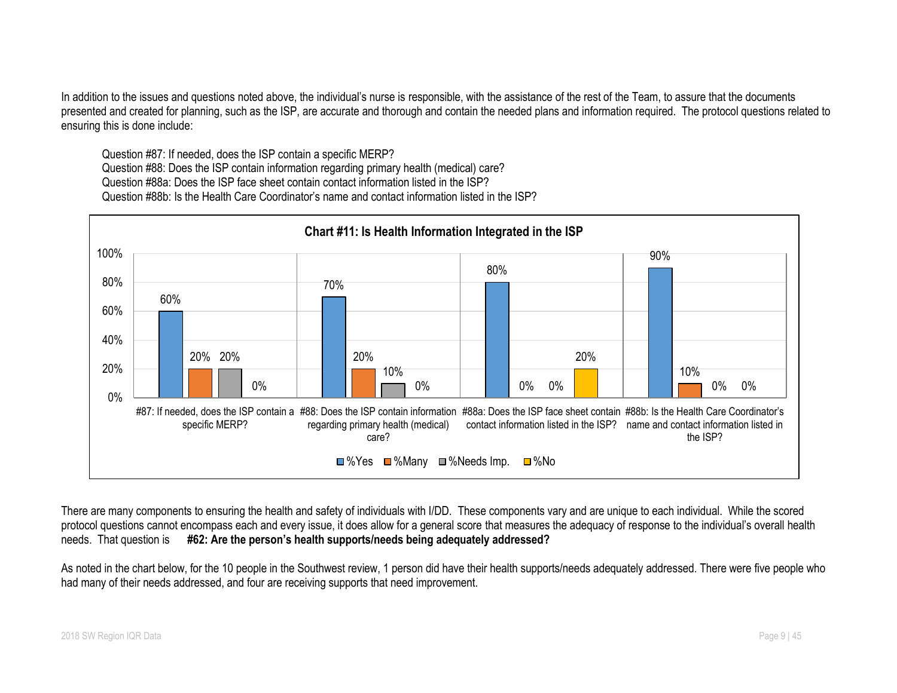In addition to the issues and questions noted above, the individual's nurse is responsible, with the assistance of the rest of the Team, to assure that the documents presented and created for planning, such as the ISP, are accurate and thorough and contain the needed plans and information required. The protocol questions related to ensuring this is done include:

Question #87: If needed, does the ISP contain a specific MERP?
Question #88: Does the ISP contain information regarding primary health (medical) care?
Question #88a: Does the ISP face sheet contain contact information listed in the ISP?
Question #88b: Is the Health Care Coordinator's name and contact information listed in the ISP?

**Chart #11: Is Health Information Integrated in the ISP**

| Question | %Yes | %Many | %Needs Imp. | %No |
|---|---|---|---|---|
| #87: If needed, does the ISP contain a specific MERP? | 60% | 20% | 20% | 0% |
| #88: Does the ISP contain information regarding primary health (medical) care? | 70% | 20% | 10% | 0% |
| #88a: Does the ISP face sheet contain contact information listed in the ISP? | 80% | 0% | 0% | 20% |
| #88b: Is the Health Care Coordinator's name and contact information listed in the ISP? | 90% | 10% | 0% | 0% |

There are many components to ensuring the health and safety of individuals with I/DD. These components vary and are unique to each individual. While the scored protocol questions cannot encompass each and every issue, it does allow for a general score that measures the adequacy of response to the individual's overall health needs. That question is **#62: Are the person's health supports/needs being adequately addressed?**

As noted in the chart below, for the 10 people in the Southwest review, 1 person did have their health supports/needs adequately addressed. There were five people who had many of their needs addressed, and four are receiving supports that need improvement.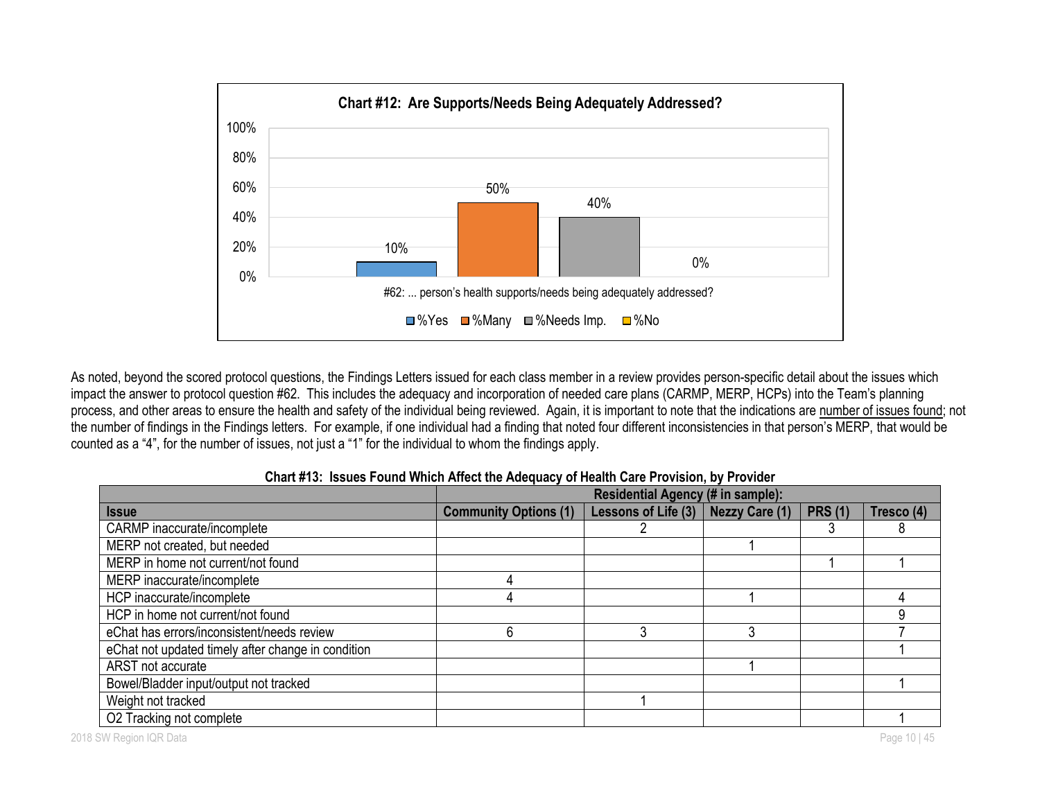**Chart #12: Are Supports/Needs Being Adequately Addressed?**

| #62: ... person's health supports/needs being adequately addressed? | %Yes | %Many | %Needs Imp. | %No |
|---|---|---|---|---|
| | 10% | 50% | 40% | 0% |

As noted, beyond the scored protocol questions, the Findings Letters issued for each class member in a review provides person-specific detail about the issues which impact the answer to protocol question #62. This includes the adequacy and incorporation of needed care plans (CARMP, MERP, HCPs) into the Team's planning process, and other areas to ensure the health and safety of the individual being reviewed. Again, it is important to note that the indications are number of issues found; not the number of findings in the Findings letters. For example, if one individual had a finding that noted four different inconsistencies in that person's MERP, that would be counted as a "4", for the number of issues, not just a "1" for the individual to whom the findings apply.

**Chart #13: Issues Found Which Affect the Adequacy of Health Care Provision, by Provider**

| | Residential Agency (# in sample): | | | | |
|---|---|---|---|---|---|
| **Issue** | **Community Options (1)** | **Lessons of Life (3)** | **Nezzy Care (1)** | **PRS (1)** | **Tresco (4)** |
| CARMP inaccurate/incomplete | | 2 | | 3 | 8 |
| MERP not created, but needed | | | 1 | | |
| MERP in home not current/not found | | | | 1 | 1 |
| MERP inaccurate/incomplete | 4 | | | | |
| HCP inaccurate/incomplete | 4 | | 1 | | 4 |
| HCP in home not current/not found | | | | | 9 |
| eChat has errors/inconsistent/needs review | 6 | 3 | 3 | | 7 |
| eChat not updated timely after change in condition | | | | | 1 |
| ARST not accurate | | | 1 | | |
| Bowel/Bladder input/output not tracked | | | | | 1 |
| Weight not tracked | | 1 | | | |
| O2 Tracking not complete | | | | | 1 |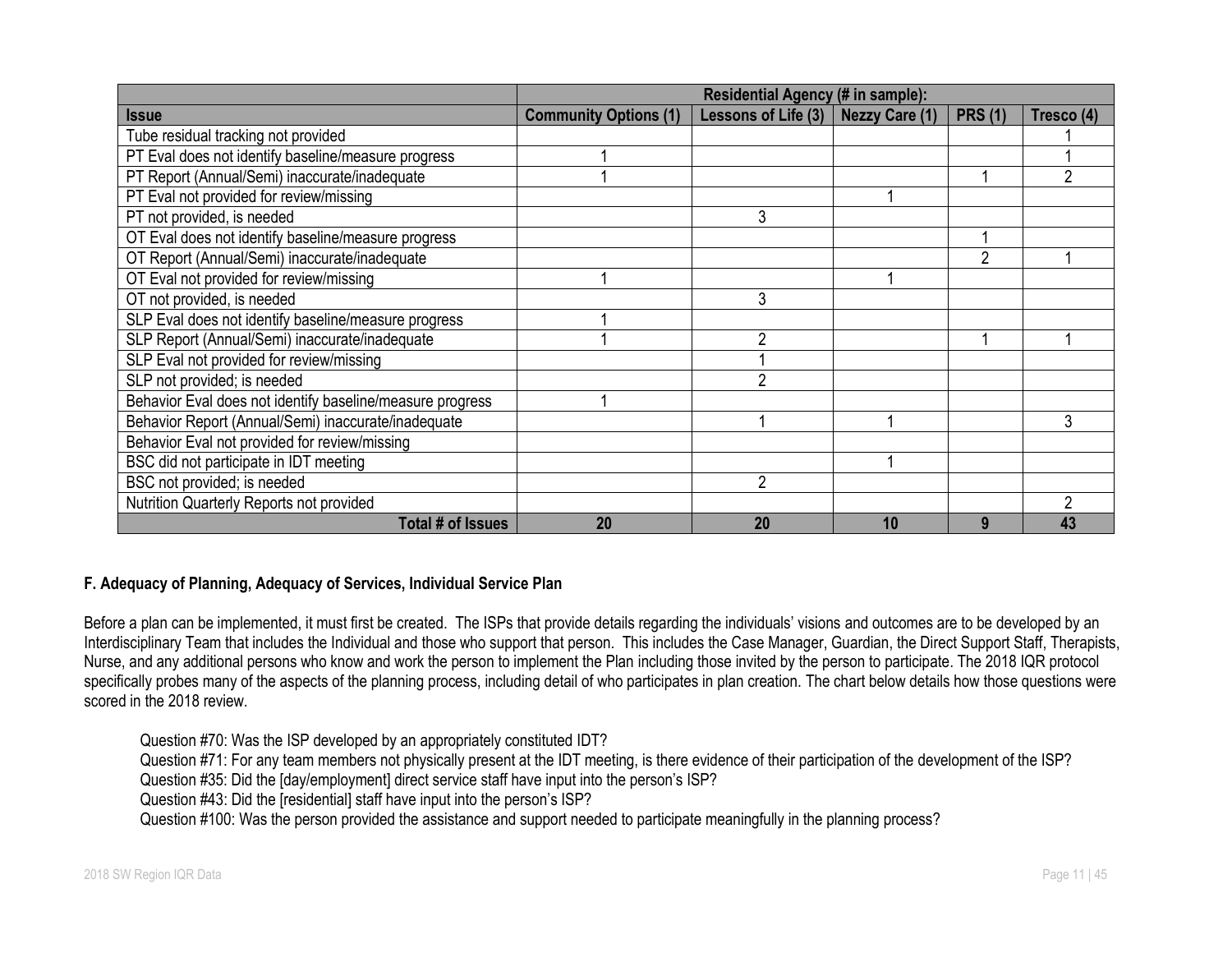| | Residential Agency (# in sample): | | | | |
|---|---|---|---|---|---|
| **Issue** | **Community Options (1)** | **Lessons of Life (3)** | **Nezzy Care (1)** | **PRS (1)** | **Tresco (4)** |
| Tube residual tracking not provided | | | | | 1 |
| PT Eval does not identify baseline/measure progress | 1 | | | | 1 |
| PT Report (Annual/Semi) inaccurate/inadequate | 1 | | | 1 | 2 |
| PT Eval not provided for review/missing | | | 1 | | |
| PT not provided, is needed | | 3 | | | |
| OT Eval does not identify baseline/measure progress | | | | 1 | |
| OT Report (Annual/Semi) inaccurate/inadequate | | | | 2 | 1 |
| OT Eval not provided for review/missing | 1 | | 1 | | |
| OT not provided, is needed | | 3 | | | |
| SLP Eval does not identify baseline/measure progress | 1 | | | | |
| SLP Report (Annual/Semi) inaccurate/inadequate | 1 | 2 | | 1 | 1 |
| SLP Eval not provided for review/missing | | 1 | | | |
| SLP not provided; is needed | | 2 | | | |
| Behavior Eval does not identify baseline/measure progress | 1 | | | | |
| Behavior Report (Annual/Semi) inaccurate/inadequate | | 1 | 1 | | 3 |
| Behavior Eval not provided for review/missing | | | | | |
| BSC did not participate in IDT meeting | | | 1 | | |
| BSC not provided; is needed | | 2 | | | |
| Nutrition Quarterly Reports not provided | | | | | 2 |
| **Total # of Issues** | **20** | **20** | **10** | **9** | **43** |

### F. Adequacy of Planning, Adequacy of Services, Individual Service Plan

Before a plan can be implemented, it must first be created. The ISPs that provide details regarding the individuals' visions and outcomes are to be developed by an Interdisciplinary Team that includes the Individual and those who support that person. This includes the Case Manager, Guardian, the Direct Support Staff, Therapists, Nurse, and any additional persons who know and work the person to implement the Plan including those invited by the person to participate. The 2018 IQR protocol specifically probes many of the aspects of the planning process, including detail of who participates in plan creation. The chart below details how those questions were scored in the 2018 review.

Question #70: Was the ISP developed by an appropriately constituted IDT?
Question #71: For any team members not physically present at the IDT meeting, is there evidence of their participation of the development of the ISP?
Question #35: Did the [day/employment] direct service staff have input into the person's ISP?
Question #43: Did the [residential] staff have input into the person's ISP?
Question #100: Was the person provided the assistance and support needed to participate meaningfully in the planning process?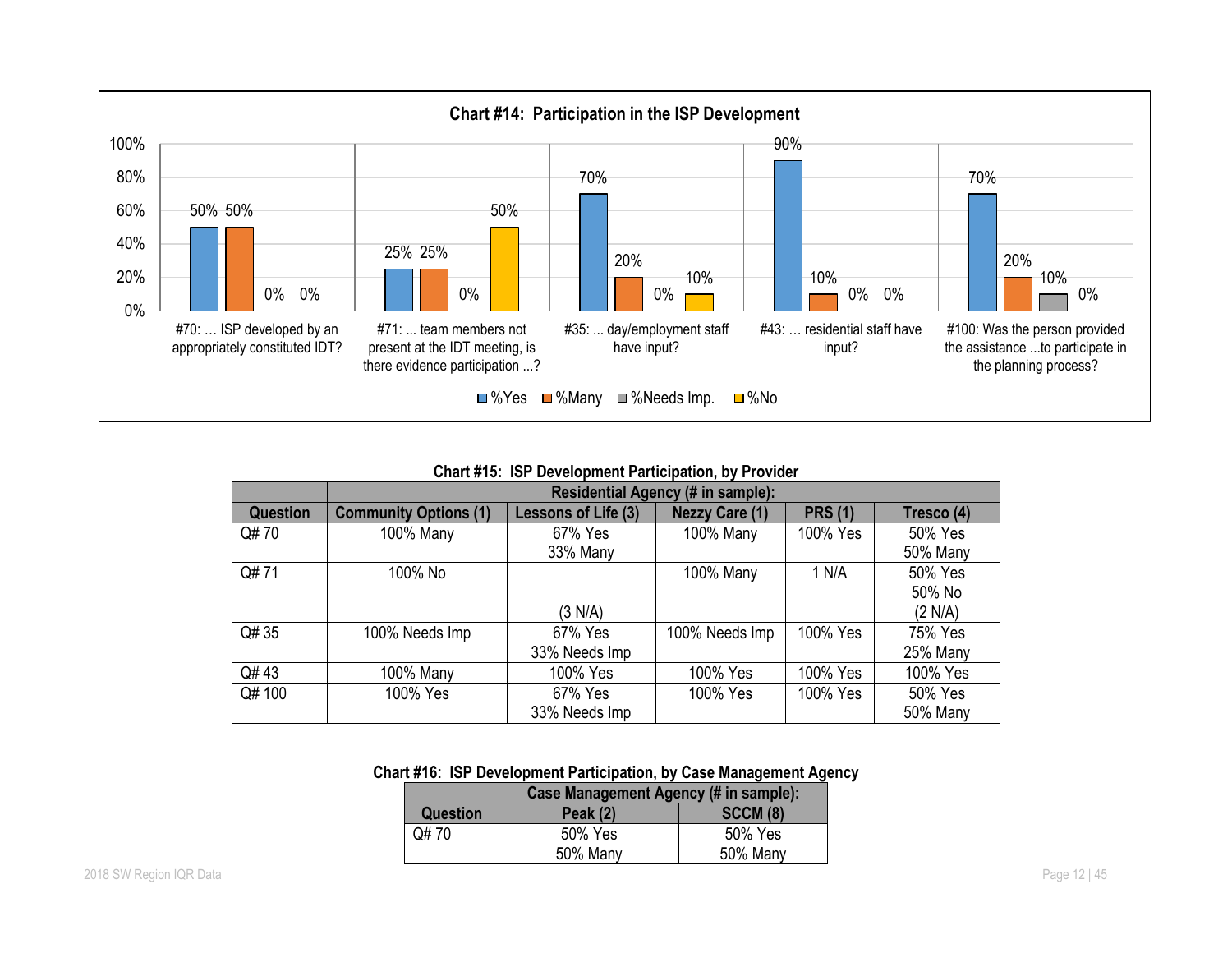**Chart #14: Participation in the ISP Development**

| Question | %Yes | %Many | %Needs Imp. | %No |
|---|---|---|---|---|
| #70: … ISP developed by an appropriately constituted IDT? | 50% | 50% | 0% | 0% |
| #71: ... team members not present at the IDT meeting, is there evidence participation ...? | 25% | 25% | 0% | 50% |
| #35: ... day/employment staff have input? | 70% | 20% | 0% | 10% |
| #43: … residential staff have input? | 90% | 10% | 0% | 0% |
| #100: Was the person provided the assistance ...to participate in the planning process? | 70% | 20% | 10% | 0% |

**Chart #15: ISP Development Participation, by Provider**

| | Residential Agency (# in sample): | | | | |
|---|---|---|---|---|---|
| **Question** | **Community Options (1)** | **Lessons of Life (3)** | **Nezzy Care (1)** | **PRS (1)** | **Tresco (4)** |
| Q# 70 | 100% Many | 67% Yes<br>33% Many | 100% Many | 100% Yes | 50% Yes<br>50% Many |
| Q# 71 | 100% No | (3 N/A) | 100% Many | 1 N/A | 50% Yes<br>50% No<br>(2 N/A) |
| Q# 35 | 100% Needs Imp | 67% Yes<br>33% Needs Imp | 100% Needs Imp | 100% Yes | 75% Yes<br>25% Many |
| Q# 43 | 100% Many | 100% Yes | 100% Yes | 100% Yes | 100% Yes |
| Q# 100 | 100% Yes | 67% Yes<br>33% Needs Imp | 100% Yes | 100% Yes | 50% Yes<br>50% Many |

**Chart #16: ISP Development Participation, by Case Management Agency**

| | Case Management Agency (# in sample): | |
|---|---|---|
| **Question** | **Peak (2)** | **SCCM (8)** |
| Q# 70 | 50% Yes<br>50% Many | 50% Yes<br>50% Many |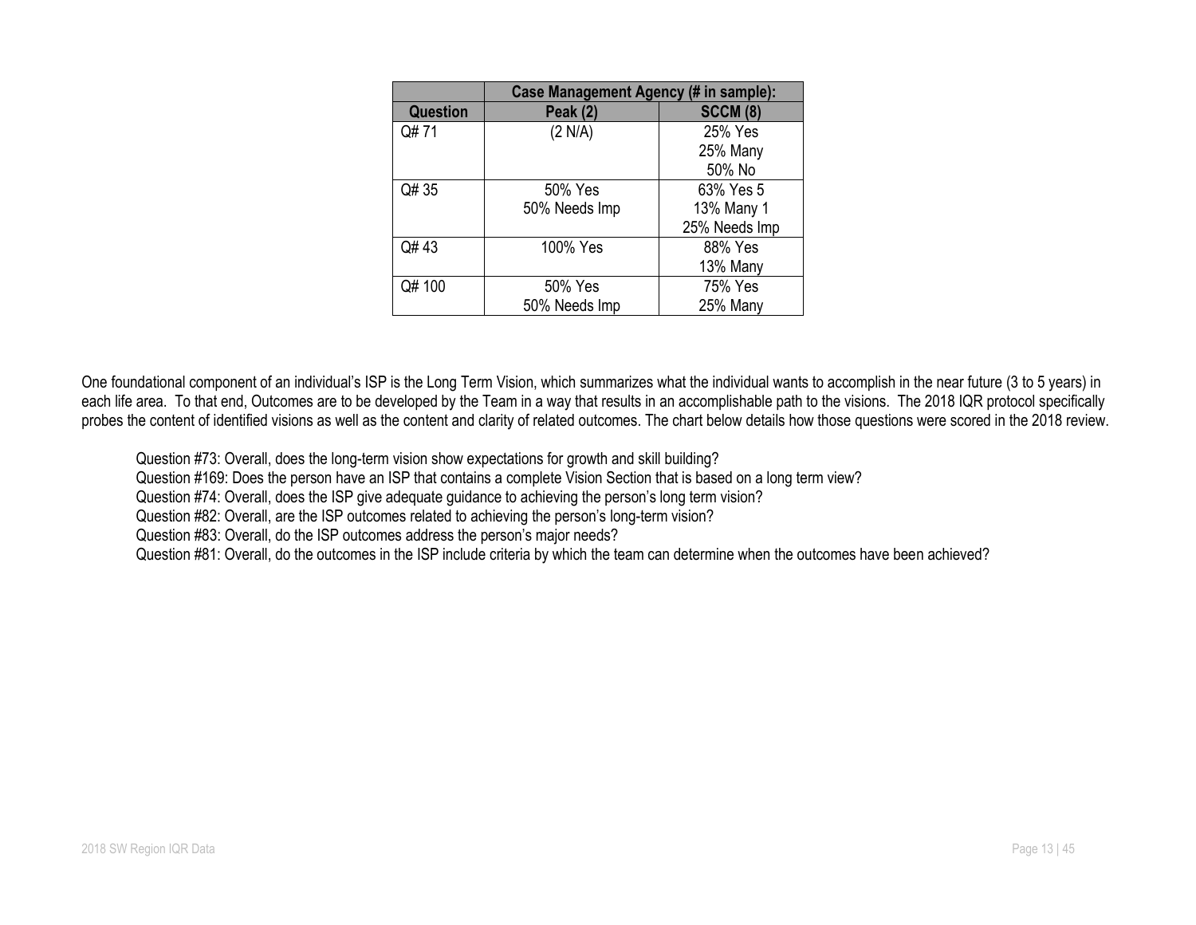| | Case Management Agency (# in sample): | |
|---|---|---|
| **Question** | **Peak (2)** | **SCCM (8)** |
| Q# 71 | (2 N/A) | 25% Yes<br>25% Many<br>50% No |
| Q# 35 | 50% Yes<br>50% Needs Imp | 63% Yes 5<br>13% Many 1<br>25% Needs Imp |
| Q# 43 | 100% Yes | 88% Yes<br>13% Many |
| Q# 100 | 50% Yes<br>50% Needs Imp | 75% Yes<br>25% Many |

One foundational component of an individual's ISP is the Long Term Vision, which summarizes what the individual wants to accomplish in the near future (3 to 5 years) in each life area. To that end, Outcomes are to be developed by the Team in a way that results in an accomplishable path to the visions. The 2018 IQR protocol specifically probes the content of identified visions as well as the content and clarity of related outcomes. The chart below details how those questions were scored in the 2018 review.

Question #73: Overall, does the long-term vision show expectations for growth and skill building?
Question #169: Does the person have an ISP that contains a complete Vision Section that is based on a long term view?
Question #74: Overall, does the ISP give adequate guidance to achieving the person's long term vision?
Question #82: Overall, are the ISP outcomes related to achieving the person's long-term vision?
Question #83: Overall, do the ISP outcomes address the person's major needs?
Question #81: Overall, do the outcomes in the ISP include criteria by which the team can determine when the outcomes have been achieved?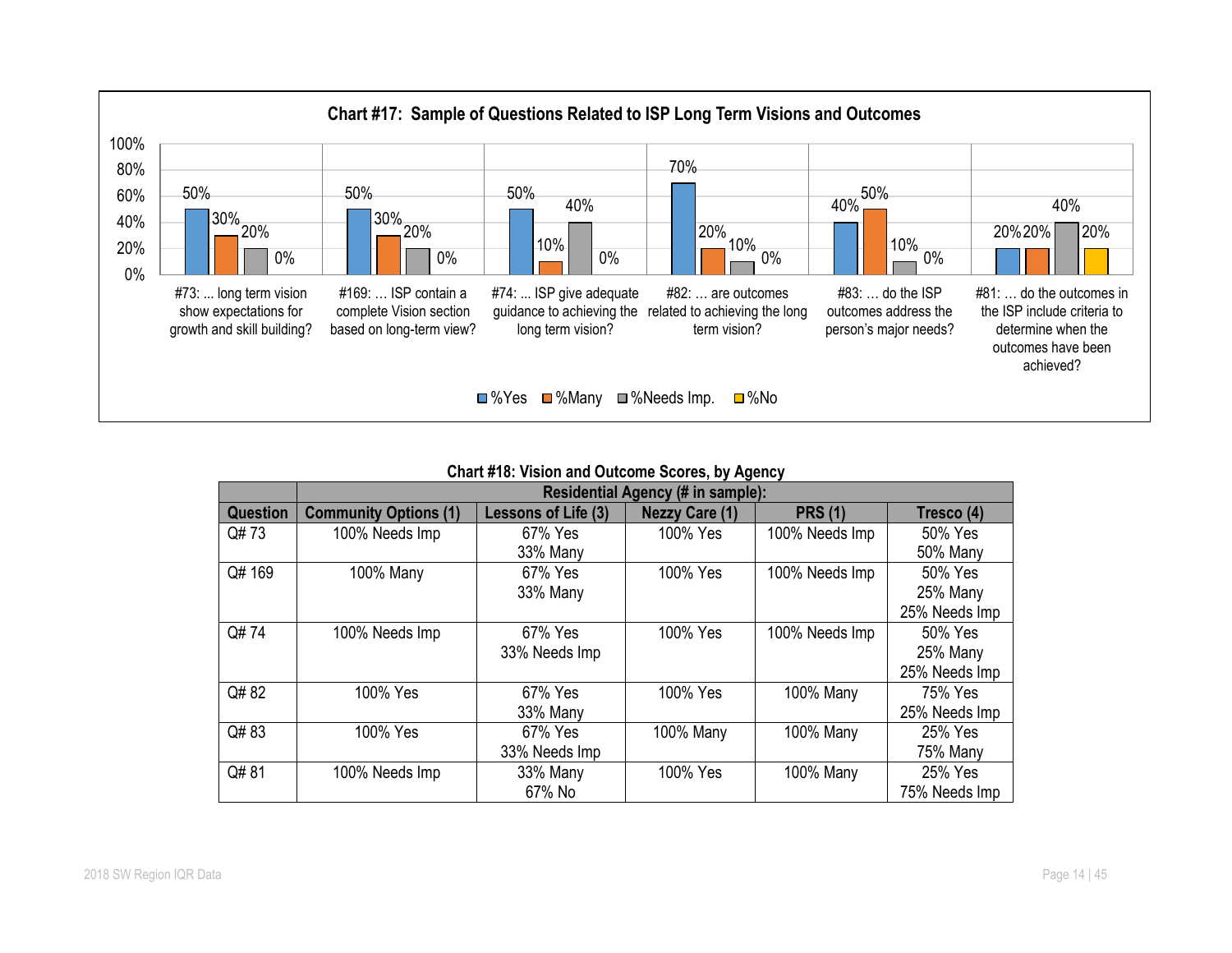**Chart #17: Sample of Questions Related to ISP Long Term Visions and Outcomes**

| Question | %Yes | %Many | %Needs Imp. | %No |
|---|---|---|---|---|
| #73: ... long term vision show expectations for growth and skill building? | 50% | 30% | 20% | 0% |
| #169: … ISP contain a complete Vision section based on long-term view? | 50% | 30% | 20% | 0% |
| #74: ... ISP give adequate guidance to achieving the long term vision? | 50% | 10% | 40% | 0% |
| #82: … are outcomes related to achieving the long term vision? | 70% | 20% | 10% | 0% |
| #83: … do the ISP outcomes address the person's major needs? | 40% | 50% | 10% | 0% |
| #81: … do the outcomes in the ISP include criteria to determine when the outcomes have been achieved? | 20% | 20% | 40% | 20% |

**Chart #18: Vision and Outcome Scores, by Agency**

| | Residential Agency (# in sample): | | | | |
|---|---|---|---|---|---|
| **Question** | **Community Options (1)** | **Lessons of Life (3)** | **Nezzy Care (1)** | **PRS (1)** | **Tresco (4)** |
| Q# 73 | 100% Needs Imp | 67% Yes<br>33% Many | 100% Yes | 100% Needs Imp | 50% Yes<br>50% Many |
| Q# 169 | 100% Many | 67% Yes<br>33% Many | 100% Yes | 100% Needs Imp | 50% Yes<br>25% Many<br>25% Needs Imp |
| Q# 74 | 100% Needs Imp | 67% Yes<br>33% Needs Imp | 100% Yes | 100% Needs Imp | 50% Yes<br>25% Many<br>25% Needs Imp |
| Q# 82 | 100% Yes | 67% Yes<br>33% Many | 100% Yes | 100% Many | 75% Yes<br>25% Needs Imp |
| Q# 83 | 100% Yes | 67% Yes<br>33% Needs Imp | 100% Many | 100% Many | 25% Yes<br>75% Many |
| Q# 81 | 100% Needs Imp | 33% Many<br>67% No | 100% Yes | 100% Many | 25% Yes<br>75% Needs Imp |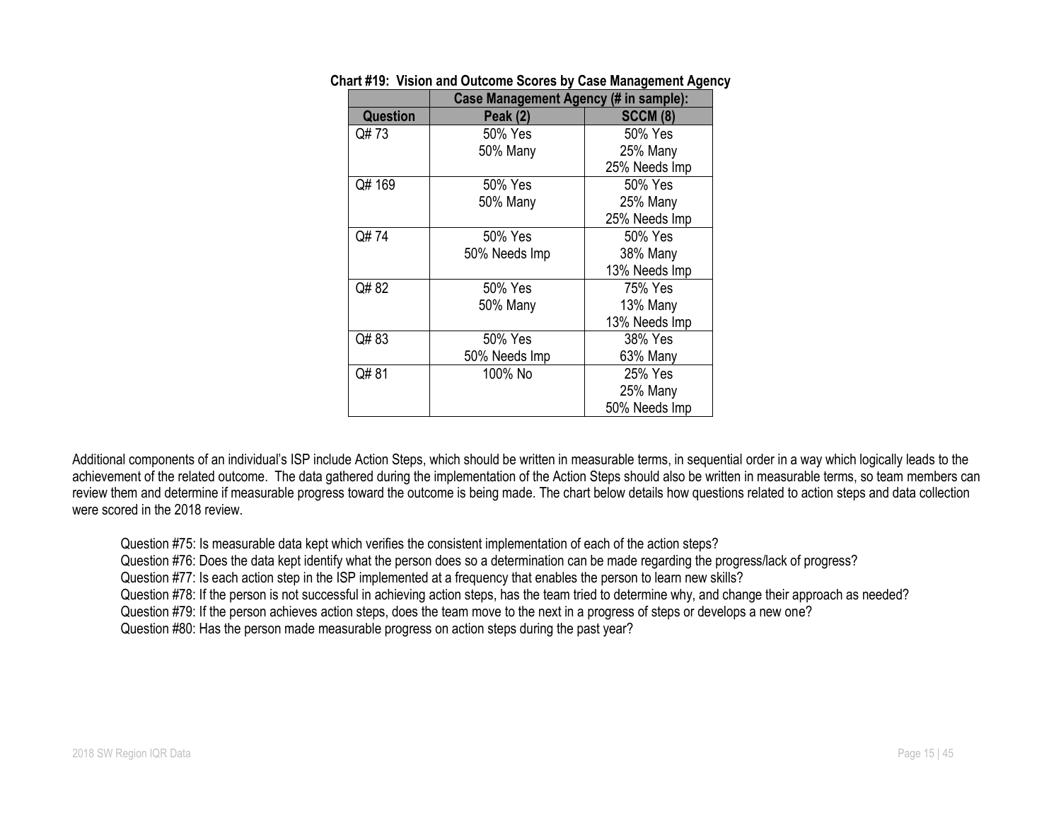**Chart #19: Vision and Outcome Scores by Case Management Agency**

| | Case Management Agency (# in sample): | |
|---|---|---|
| **Question** | **Peak (2)** | **SCCM (8)** |
| Q# 73 | 50% Yes<br>50% Many | 50% Yes<br>25% Many<br>25% Needs Imp |
| Q# 169 | 50% Yes<br>50% Many | 50% Yes<br>25% Many<br>25% Needs Imp |
| Q# 74 | 50% Yes<br>50% Needs Imp | 50% Yes<br>38% Many<br>13% Needs Imp |
| Q# 82 | 50% Yes<br>50% Many | 75% Yes<br>13% Many<br>13% Needs Imp |
| Q# 83 | 50% Yes<br>50% Needs Imp | 38% Yes<br>63% Many |
| Q# 81 | 100% No | 25% Yes<br>25% Many<br>50% Needs Imp |

Additional components of an individual's ISP include Action Steps, which should be written in measurable terms, in sequential order in a way which logically leads to the achievement of the related outcome. The data gathered during the implementation of the Action Steps should also be written in measurable terms, so team members can review them and determine if measurable progress toward the outcome is being made. The chart below details how questions related to action steps and data collection were scored in the 2018 review.

Question #75: Is measurable data kept which verifies the consistent implementation of each of the action steps?
Question #76: Does the data kept identify what the person does so a determination can be made regarding the progress/lack of progress?
Question #77: Is each action step in the ISP implemented at a frequency that enables the person to learn new skills?
Question #78: If the person is not successful in achieving action steps, has the team tried to determine why, and change their approach as needed?
Question #79: If the person achieves action steps, does the team move to the next in a progress of steps or develops a new one?
Question #80: Has the person made measurable progress on action steps during the past year?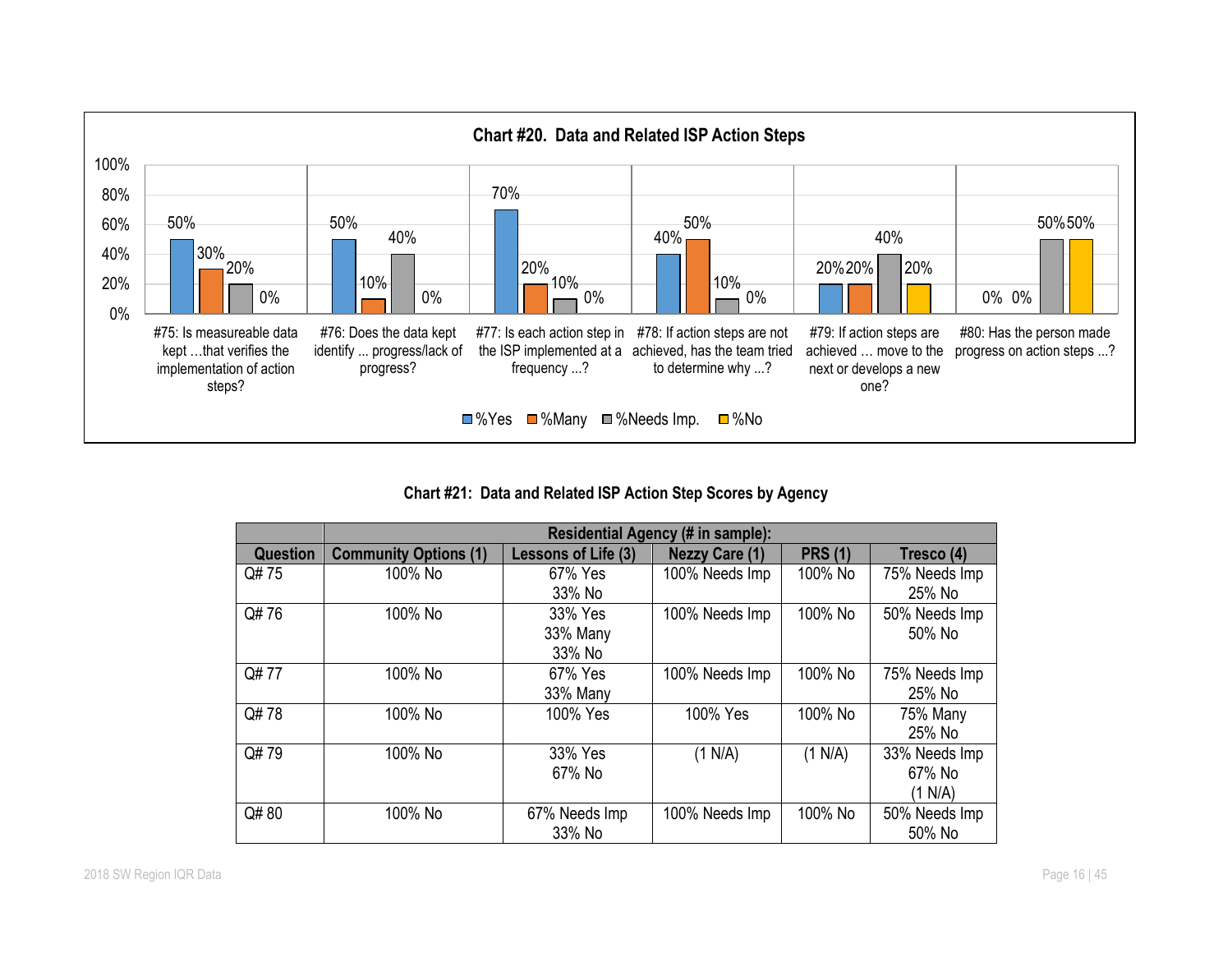## Chart #20. Data and Related ISP Action Steps

| Question | %Yes | %Many | %Needs Imp. | %No |
|---|---|---|---|---|
| #75: Is measureable data kept …that verifies the implementation of action steps? | 50% | 30% | 20% | 0% |
| #76: Does the data kept identify ... progress/lack of progress? | 50% | 10% | 40% | 0% |
| #77: Is each action step in the ISP implemented at a frequency ...? | 70% | 20% | 10% | 0% |
| #78: If action steps are not achieved, has the team tried to determine why ...? | 40% | 50% | 10% | 0% |
| #79: If action steps are achieved … move to the next or develops a new one? | 20% | 20% | 40% | 20% |
| #80: Has the person made progress on action steps ...? | 0% | 0% | 50% | 50% |

## Chart #21: Data and Related ISP Action Step Scores by Agency

| | Residential Agency (# in sample): | | | | |
|---|---|---|---|---|---|
| **Question** | **Community Options (1)** | **Lessons of Life (3)** | **Nezzy Care (1)** | **PRS (1)** | **Tresco (4)** |
| Q# 75 | 100% No | 67% Yes<br>33% No | 100% Needs Imp | 100% No | 75% Needs Imp<br>25% No |
| Q# 76 | 100% No | 33% Yes<br>33% Many<br>33% No | 100% Needs Imp | 100% No | 50% Needs Imp<br>50% No |
| Q# 77 | 100% No | 67% Yes<br>33% Many | 100% Needs Imp | 100% No | 75% Needs Imp<br>25% No |
| Q# 78 | 100% No | 100% Yes | 100% Yes | 100% No | 75% Many<br>25% No |
| Q# 79 | 100% No | 33% Yes<br>67% No | (1 N/A) | (1 N/A) | 33% Needs Imp<br>67% No<br>(1 N/A) |
| Q# 80 | 100% No | 67% Needs Imp<br>33% No | 100% Needs Imp | 100% No | 50% Needs Imp<br>50% No |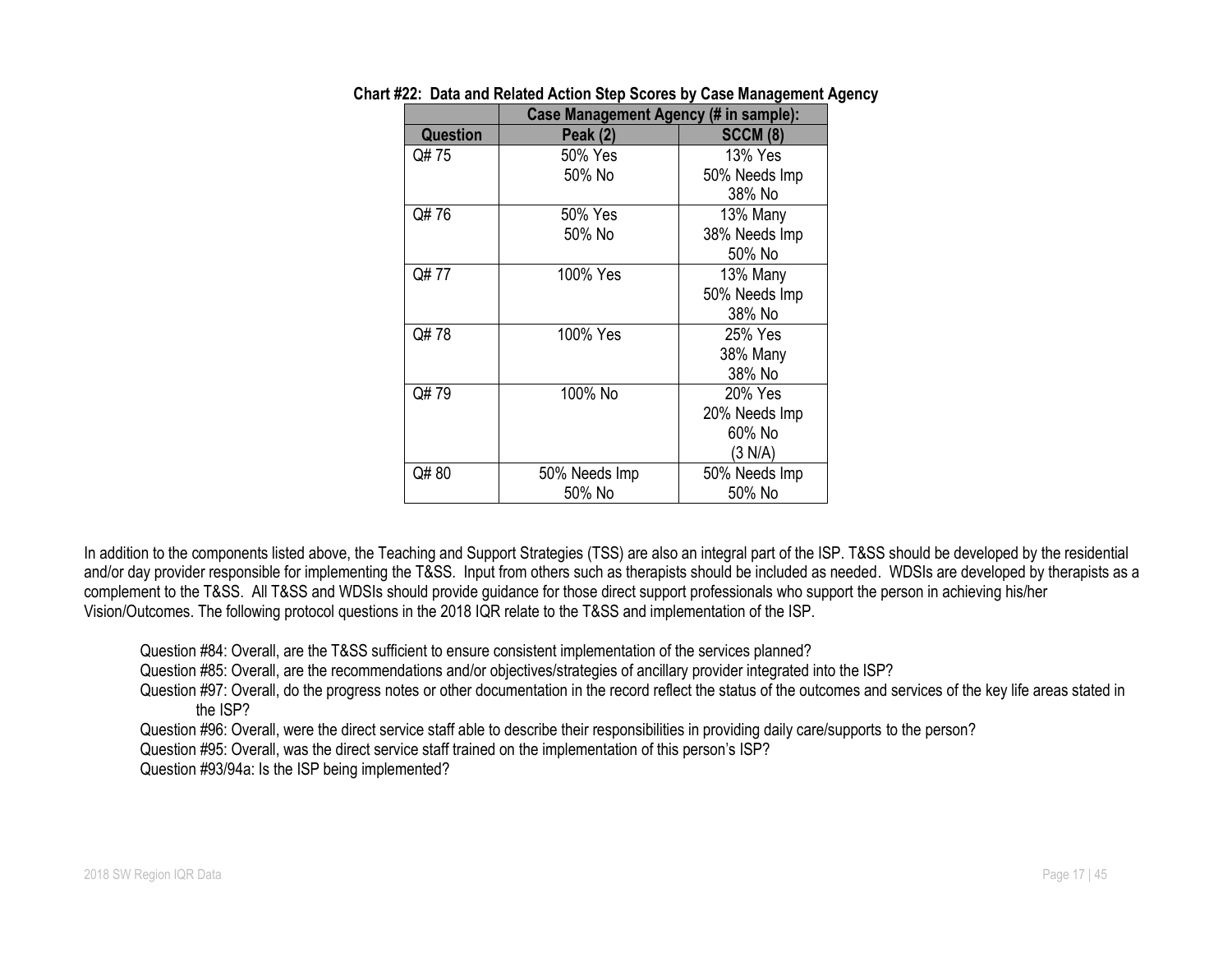**Chart #22: Data and Related Action Step Scores by Case Management Agency**

| | Case Management Agency (# in sample): | |
|---|---|---|
| **Question** | **Peak (2)** | **SCCM (8)** |
| Q# 75 | 50% Yes<br>50% No | 13% Yes<br>50% Needs Imp<br>38% No |
| Q# 76 | 50% Yes<br>50% No | 13% Many<br>38% Needs Imp<br>50% No |
| Q# 77 | 100% Yes | 13% Many<br>50% Needs Imp<br>38% No |
| Q# 78 | 100% Yes | 25% Yes<br>38% Many<br>38% No |
| Q# 79 | 100% No | 20% Yes<br>20% Needs Imp<br>60% No<br>(3 N/A) |
| Q# 80 | 50% Needs Imp<br>50% No | 50% Needs Imp<br>50% No |

In addition to the components listed above, the Teaching and Support Strategies (TSS) are also an integral part of the ISP. T&SS should be developed by the residential and/or day provider responsible for implementing the T&SS. Input from others such as therapists should be included as needed. WDSIs are developed by therapists as a complement to the T&SS. All T&SS and WDSIs should provide guidance for those direct support professionals who support the person in achieving his/her Vision/Outcomes. The following protocol questions in the 2018 IQR relate to the T&SS and implementation of the ISP.

Question #84: Overall, are the T&SS sufficient to ensure consistent implementation of the services planned?
Question #85: Overall, are the recommendations and/or objectives/strategies of ancillary provider integrated into the ISP?
Question #97: Overall, do the progress notes or other documentation in the record reflect the status of the outcomes and services of the key life areas stated in the ISP?
Question #96: Overall, were the direct service staff able to describe their responsibilities in providing daily care/supports to the person?
Question #95: Overall, was the direct service staff trained on the implementation of this person's ISP?
Question #93/94a: Is the ISP being implemented?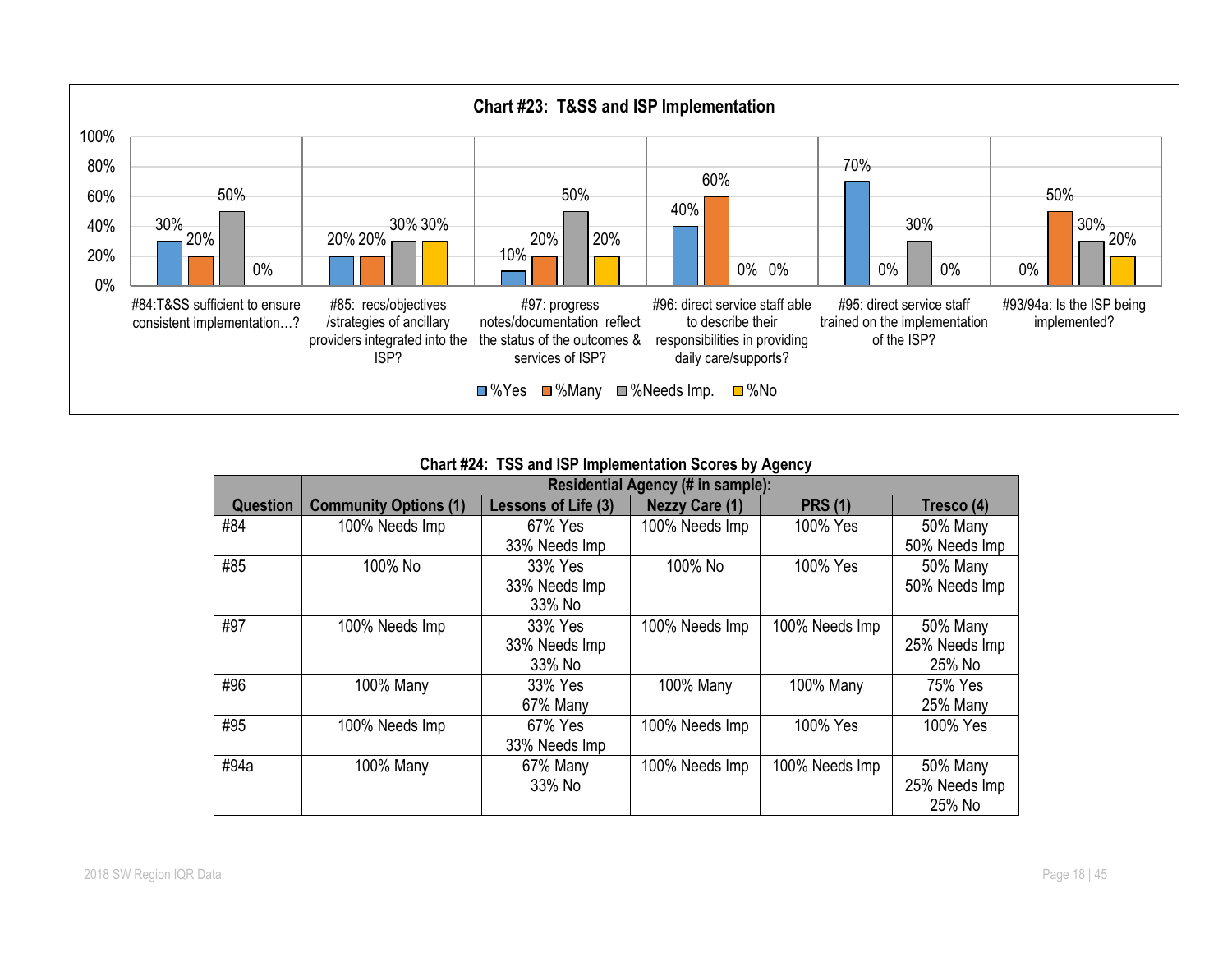**Chart #23: T&SS and ISP Implementation**

| Question | %Yes | %Many | %Needs Imp. | %No |
|---|---|---|---|---|
| #84:T&SS sufficient to ensure consistent implementation…? | 30% | 20% | 50% | 0% |
| #85: recs/objectives /strategies of ancillary providers integrated into the ISP? | 20% | 20% | 30% | 30% |
| #97: progress notes/documentation reflect the status of the outcomes & services of ISP? | 10% | 20% | 50% | 20% |
| #96: direct service staff able to describe their responsibilities in providing daily care/supports? | 40% | 60% | 0% | 0% |
| #95: direct service staff trained on the implementation of the ISP? | 70% | 0% | 30% | 0% |
| #93/94a: Is the ISP being implemented? | 0% | 50% | 30% | 20% |

**Chart #24: TSS and ISP Implementation Scores by Agency**

| | Residential Agency (# in sample): | | | | |
|---|---|---|---|---|---|
| **Question** | **Community Options (1)** | **Lessons of Life (3)** | **Nezzy Care (1)** | **PRS (1)** | **Tresco (4)** |
| #84 | 100% Needs Imp | 67% Yes<br>33% Needs Imp | 100% Needs Imp | 100% Yes | 50% Many<br>50% Needs Imp |
| #85 | 100% No | 33% Yes<br>33% Needs Imp<br>33% No | 100% No | 100% Yes | 50% Many<br>50% Needs Imp |
| #97 | 100% Needs Imp | 33% Yes<br>33% Needs Imp<br>33% No | 100% Needs Imp | 100% Needs Imp | 50% Many<br>25% Needs Imp<br>25% No |
| #96 | 100% Many | 33% Yes<br>67% Many | 100% Many | 100% Many | 75% Yes<br>25% Many |
| #95 | 100% Needs Imp | 67% Yes<br>33% Needs Imp | 100% Needs Imp | 100% Yes | 100% Yes |
| #94a | 100% Many | 67% Many<br>33% No | 100% Needs Imp | 100% Needs Imp | 50% Many<br>25% Needs Imp<br>25% No |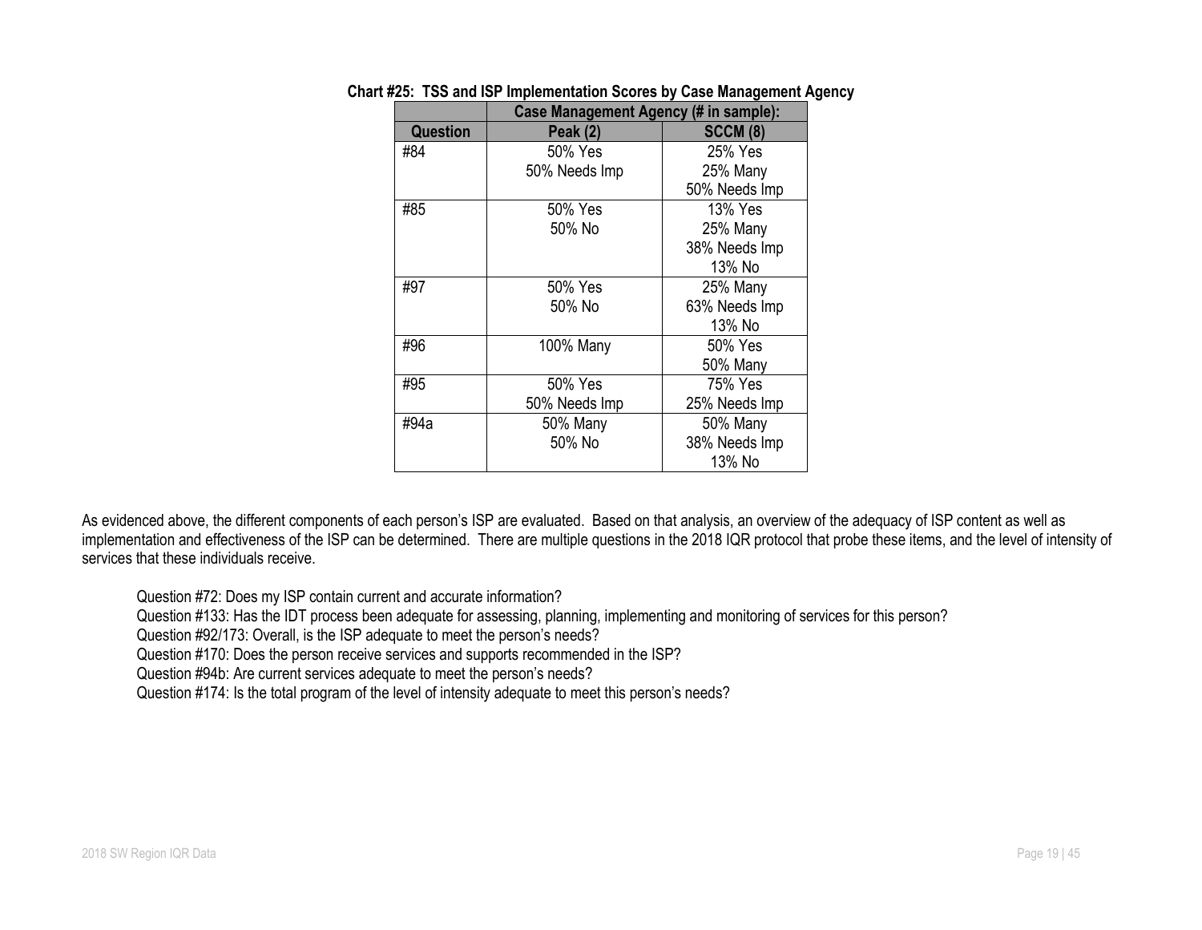**Chart #25: TSS and ISP Implementation Scores by Case Management Agency**

| | Case Management Agency (# in sample): | |
|---|---|---|
| **Question** | **Peak (2)** | **SCCM (8)** |
| #84 | 50% Yes<br>50% Needs Imp | 25% Yes<br>25% Many<br>50% Needs Imp |
| #85 | 50% Yes<br>50% No | 13% Yes<br>25% Many<br>38% Needs Imp<br>13% No |
| #97 | 50% Yes<br>50% No | 25% Many<br>63% Needs Imp<br>13% No |
| #96 | 100% Many | 50% Yes<br>50% Many |
| #95 | 50% Yes<br>50% Needs Imp | 75% Yes<br>25% Needs Imp |
| #94a | 50% Many<br>50% No | 50% Many<br>38% Needs Imp<br>13% No |

As evidenced above, the different components of each person's ISP are evaluated. Based on that analysis, an overview of the adequacy of ISP content as well as implementation and effectiveness of the ISP can be determined. There are multiple questions in the 2018 IQR protocol that probe these items, and the level of intensity of services that these individuals receive.

Question #72: Does my ISP contain current and accurate information?
Question #133: Has the IDT process been adequate for assessing, planning, implementing and monitoring of services for this person?
Question #92/173: Overall, is the ISP adequate to meet the person's needs?
Question #170: Does the person receive services and supports recommended in the ISP?
Question #94b: Are current services adequate to meet the person's needs?
Question #174: Is the total program of the level of intensity adequate to meet this person's needs?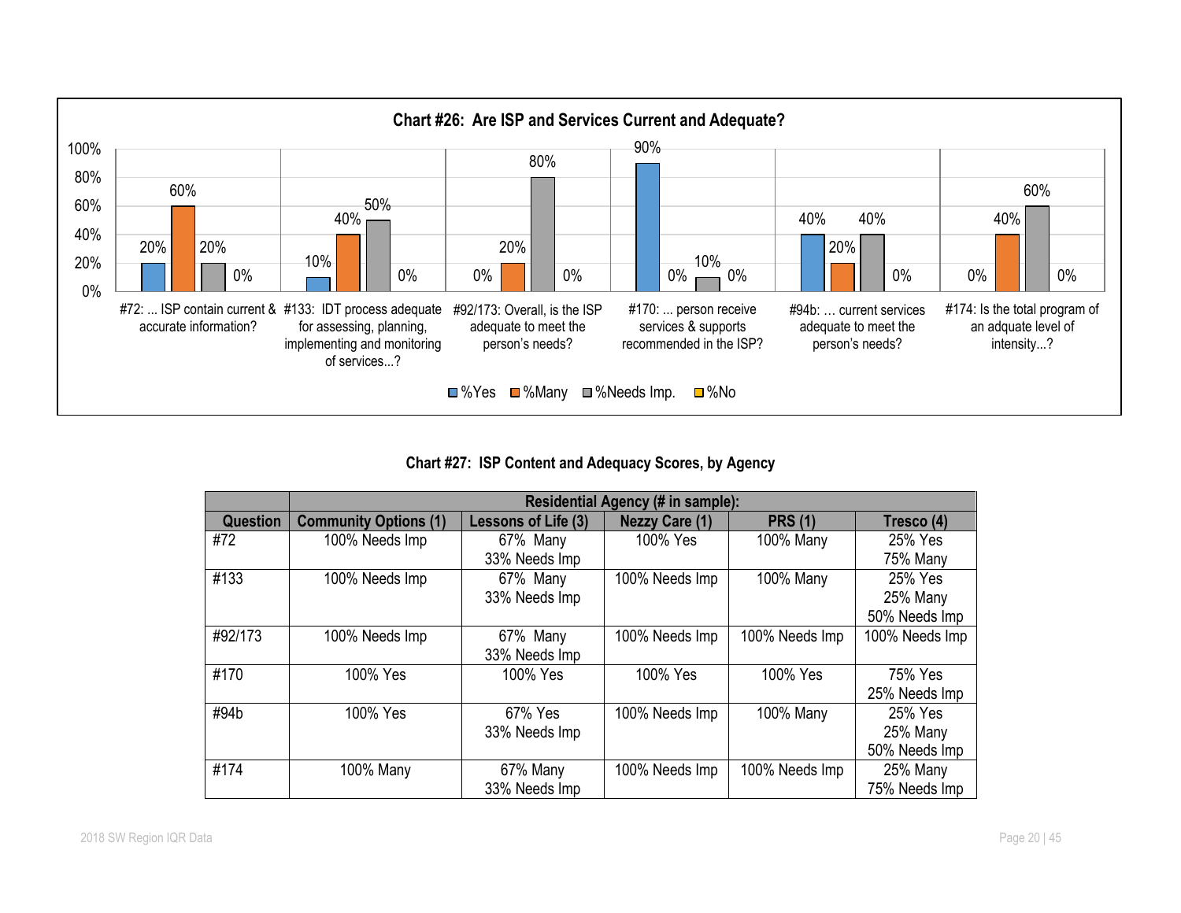**Chart #26: Are ISP and Services Current and Adequate?**

| Question | %Yes | %Many | %Needs Imp. | %No |
|---|---|---|---|---|
| #72: ... ISP contain current & accurate information? | 20% | 60% | 20% | 0% |
| #133: IDT process adequate for assessing, planning, implementing and monitoring of services...? | 10% | 40% | 50% | 0% |
| #92/173: Overall, is the ISP adequate to meet the person's needs? | 0% | 20% | 80% | 0% |
| #170: ... person receive services & supports recommended in the ISP? | 90% | 0% | 10% | 0% |
| #94b: … current services adequate to meet the person's needs? | 40% | 20% | 40% | 0% |
| #174: Is the total program of an adquate level of intensity...? | 0% | 40% | 60% | 0% |

**Chart #27: ISP Content and Adequacy Scores, by Agency**

| | Residential Agency (# in sample): | | | | |
|---|---|---|---|---|---|
| **Question** | **Community Options (1)** | **Lessons of Life (3)** | **Nezzy Care (1)** | **PRS (1)** | **Tresco (4)** |
| #72 | 100% Needs Imp | 67% Many<br>33% Needs Imp | 100% Yes | 100% Many | 25% Yes<br>75% Many |
| #133 | 100% Needs Imp | 67% Many<br>33% Needs Imp | 100% Needs Imp | 100% Many | 25% Yes<br>25% Many<br>50% Needs Imp |
| #92/173 | 100% Needs Imp | 67% Many<br>33% Needs Imp | 100% Needs Imp | 100% Needs Imp | 100% Needs Imp |
| #170 | 100% Yes | 100% Yes | 100% Yes | 100% Yes | 75% Yes<br>25% Needs Imp |
| #94b | 100% Yes | 67% Yes<br>33% Needs Imp | 100% Needs Imp | 100% Many | 25% Yes<br>25% Many<br>50% Needs Imp |
| #174 | 100% Many | 67% Many<br>33% Needs Imp | 100% Needs Imp | 100% Needs Imp | 25% Many<br>75% Needs Imp |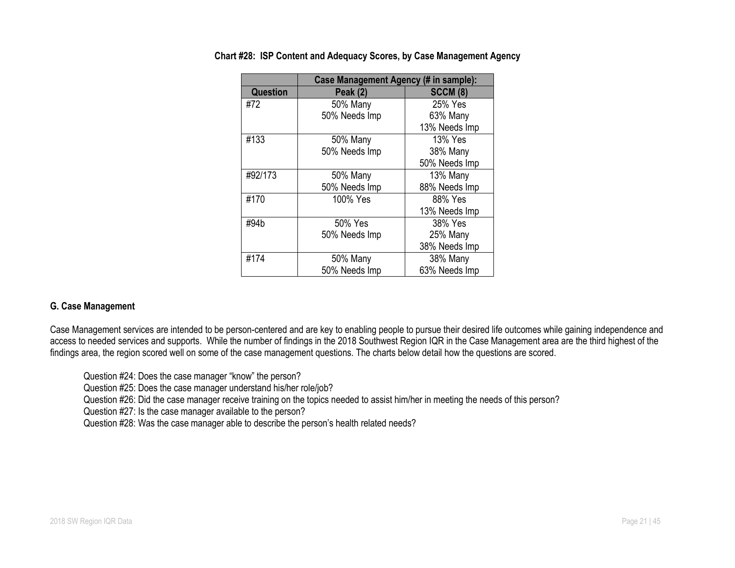**Chart #28: ISP Content and Adequacy Scores, by Case Management Agency**

| | Case Management Agency (# in sample): | |
|---|---|---|
| **Question** | **Peak (2)** | **SCCM (8)** |
| #72 | 50% Many<br>50% Needs Imp | 25% Yes<br>63% Many<br>13% Needs Imp |
| #133 | 50% Many<br>50% Needs Imp | 13% Yes<br>38% Many<br>50% Needs Imp |
| #92/173 | 50% Many<br>50% Needs Imp | 13% Many<br>88% Needs Imp |
| #170 | 100% Yes | 88% Yes<br>13% Needs Imp |
| #94b | 50% Yes<br>50% Needs Imp | 38% Yes<br>25% Many<br>38% Needs Imp |
| #174 | 50% Many<br>50% Needs Imp | 38% Many<br>63% Needs Imp |

### G. Case Management

Case Management services are intended to be person-centered and are key to enabling people to pursue their desired life outcomes while gaining independence and access to needed services and supports. While the number of findings in the 2018 Southwest Region IQR in the Case Management area are the third highest of the findings area, the region scored well on some of the case management questions. The charts below detail how the questions are scored.

Question #24: Does the case manager "know" the person?
Question #25: Does the case manager understand his/her role/job?
Question #26: Did the case manager receive training on the topics needed to assist him/her in meeting the needs of this person?
Question #27: Is the case manager available to the person?
Question #28: Was the case manager able to describe the person's health related needs?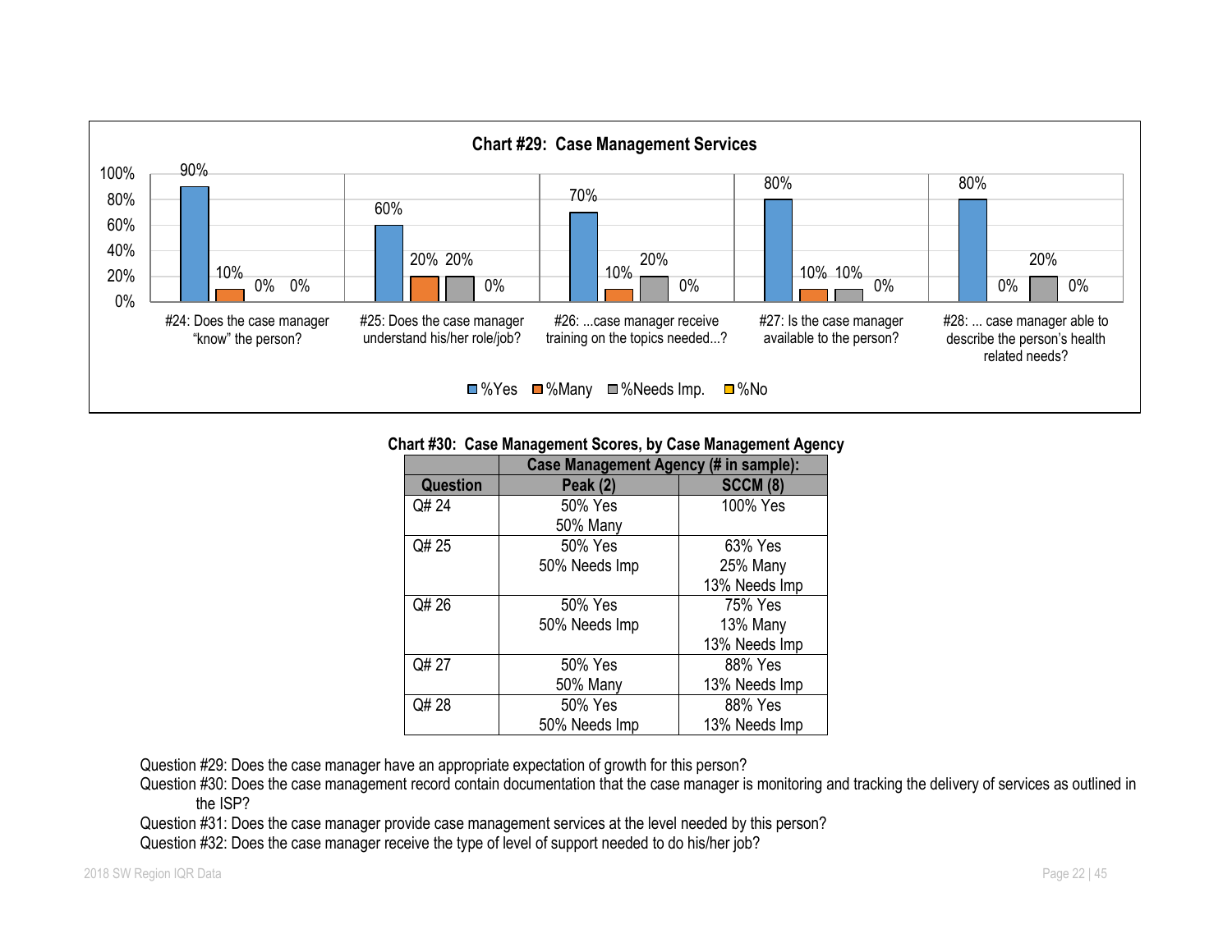**Chart #29: Case Management Services**

| Question | %Yes | %Many | %Needs Imp. | %No |
|---|---|---|---|---|
| #24: Does the case manager "know" the person? | 90% | 10% | 0% | 0% |
| #25: Does the case manager understand his/her role/job? | 60% | 20% | 20% | 0% |
| #26: ...case manager receive training on the topics needed...? | 70% | 10% | 20% | 0% |
| #27: Is the case manager available to the person? | 80% | 10% | 10% | 0% |
| #28: ... case manager able to describe the person's health related needs? | 80% | 0% | 20% | 0% |

**Chart #30: Case Management Scores, by Case Management Agency**

| | Case Management Agency (# in sample): | |
|---|---|---|
| **Question** | **Peak (2)** | **SCCM (8)** |
| Q# 24 | 50% Yes<br>50% Many | 100% Yes |
| Q# 25 | 50% Yes<br>50% Needs Imp | 63% Yes<br>25% Many<br>13% Needs Imp |
| Q# 26 | 50% Yes<br>50% Needs Imp | 75% Yes<br>13% Many<br>13% Needs Imp |
| Q# 27 | 50% Yes<br>50% Many | 88% Yes<br>13% Needs Imp |
| Q# 28 | 50% Yes<br>50% Needs Imp | 88% Yes<br>13% Needs Imp |

Question #29: Does the case manager have an appropriate expectation of growth for this person?

Question #30: Does the case management record contain documentation that the case manager is monitoring and tracking the delivery of services as outlined in the ISP?

Question #31: Does the case manager provide case management services at the level needed by this person?

Question #32: Does the case manager receive the type of level of support needed to do his/her job?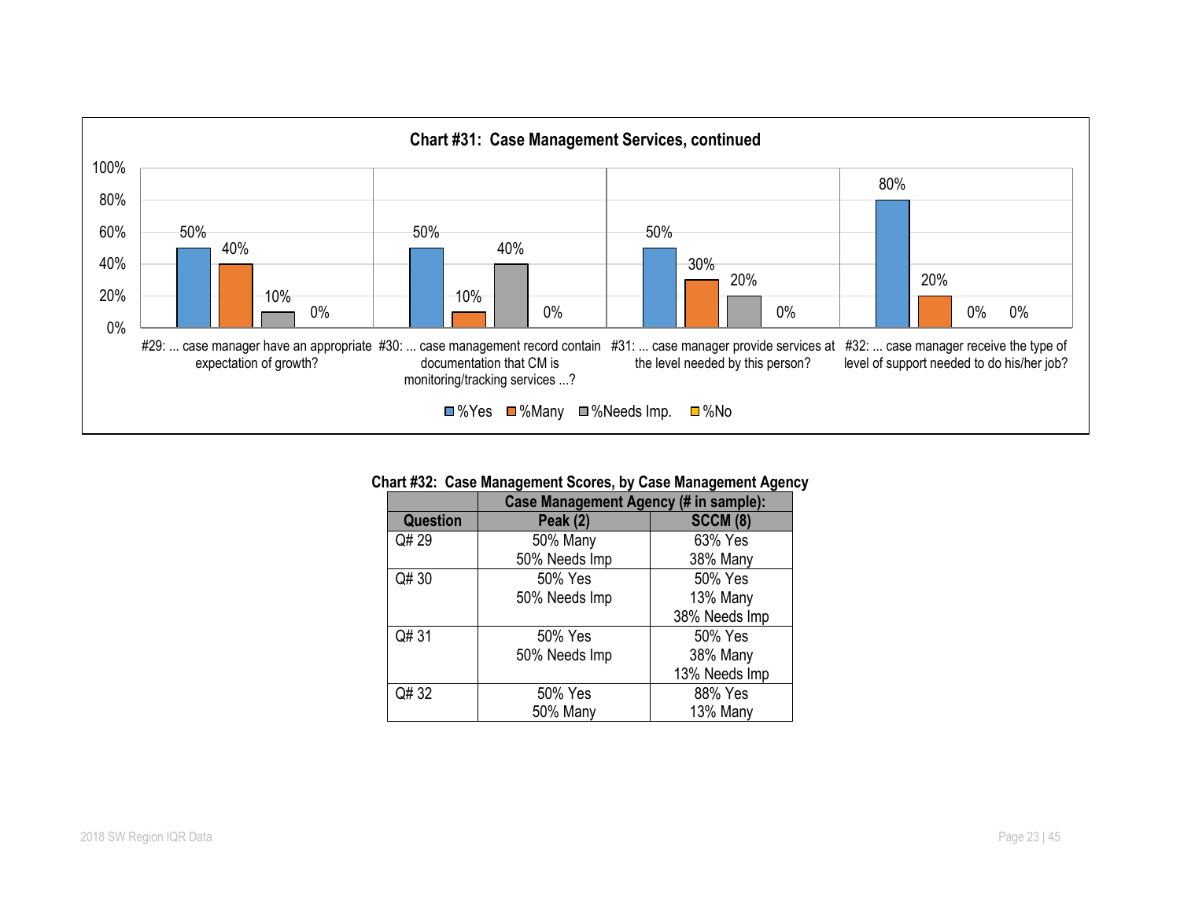**Chart #31: Case Management Services, continued**

| | %Yes | %Many | %Needs Imp. | %No |
|---|---|---|---|---|
| #29: ... case manager have an appropriate expectation of growth? | 50% | 40% | 10% | 0% |
| #30: ... case management record contain documentation that CM is monitoring/tracking services ...? | 50% | 10% | 40% | 0% |
| #31: ... case manager provide services at the level needed by this person? | 50% | 30% | 20% | 0% |
| #32: ... case manager receive the type of level of support needed to do his/her job? | 80% | 20% | 0% | 0% |

**Chart #32: Case Management Scores, by Case Management Agency**

| | Case Management Agency (# in sample): | |
|---|---|---|
| **Question** | **Peak (2)** | **SCCM (8)** |
| Q# 29 | 50% Many<br>50% Needs Imp | 63% Yes<br>38% Many |
| Q# 30 | 50% Yes<br>50% Needs Imp | 50% Yes<br>13% Many<br>38% Needs Imp |
| Q# 31 | 50% Yes<br>50% Needs Imp | 50% Yes<br>38% Many<br>13% Needs Imp |
| Q# 32 | 50% Yes<br>50% Many | 88% Yes<br>13% Many |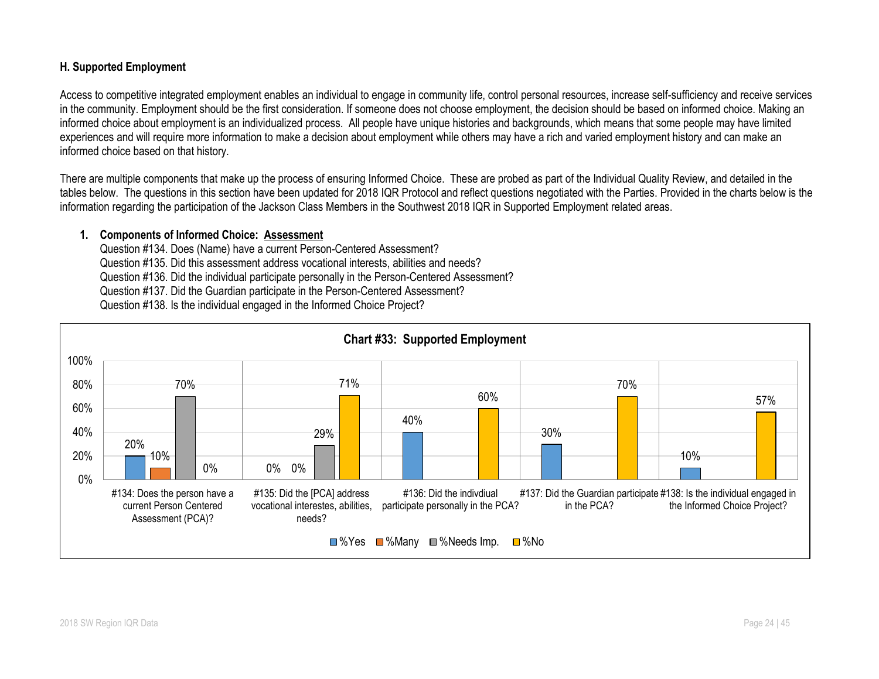### H. Supported Employment

Access to competitive integrated employment enables an individual to engage in community life, control personal resources, increase self-sufficiency and receive services in the community. Employment should be the first consideration. If someone does not choose employment, the decision should be based on informed choice. Making an informed choice about employment is an individualized process. All people have unique histories and backgrounds, which means that some people may have limited experiences and will require more information to make a decision about employment while others may have a rich and varied employment history and can make an informed choice based on that history.

There are multiple components that make up the process of ensuring Informed Choice. These are probed as part of the Individual Quality Review, and detailed in the tables below. The questions in this section have been updated for 2018 IQR Protocol and reflect questions negotiated with the Parties. Provided in the charts below is the information regarding the participation of the Jackson Class Members in the Southwest 2018 IQR in Supported Employment related areas.

1. **Components of Informed Choice: Assessment**

   Question #134. Does (Name) have a current Person-Centered Assessment?
   Question #135. Did this assessment address vocational interests, abilities and needs?
   Question #136. Did the individual participate personally in the Person-Centered Assessment?
   Question #137. Did the Guardian participate in the Person-Centered Assessment?
   Question #138. Is the individual engaged in the Informed Choice Project?

**Chart #33: Supported Employment**

| | %Yes | %Many | %Needs Imp. | %No |
|---|---|---|---|---|
| #134: Does the person have a current Person Centered Assessment (PCA)? | 20% | 10% | 70% | 0% |
| #135: Did the [PCA] address vocational interestes, abilities, needs? | 0% | 0% | 29% | 71% |
| #136: Did the indivdiual participate personally in the PCA? | 40% | | | 60% |
| #137: Did the Guardian participate in the PCA? | 30% | | | 70% |
| #138: Is the individual engaged in the Informed Choice Project? | 10% | | | 57% |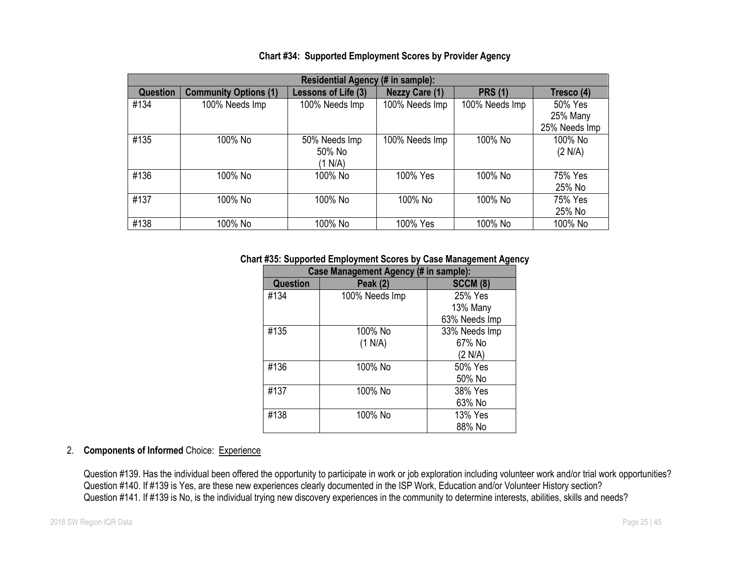**Chart #34: Supported Employment Scores by Provider Agency**

| Residential Agency (# in sample): | | | | | |
|---|---|---|---|---|---|
| Question | Community Options (1) | Lessons of Life (3) | Nezzy Care (1) | PRS (1) | Tresco (4) |
| #134 | 100% Needs Imp | 100% Needs Imp | 100% Needs Imp | 100% Needs Imp | 50% Yes<br>25% Many<br>25% Needs Imp |
| #135 | 100% No | 50% Needs Imp<br>50% No<br>(1 N/A) | 100% Needs Imp | 100% No | 100% No<br>(2 N/A) |
| #136 | 100% No | 100% No | 100% Yes | 100% No | 75% Yes<br>25% No |
| #137 | 100% No | 100% No | 100% No | 100% No | 75% Yes<br>25% No |
| #138 | 100% No | 100% No | 100% Yes | 100% No | 100% No |

**Chart #35: Supported Employment Scores by Case Management Agency**

| Case Management Agency (# in sample): | | |
|---|---|---|
| Question | Peak (2) | SCCM (8) |
| #134 | 100% Needs Imp | 25% Yes<br>13% Many<br>63% Needs Imp |
| #135 | 100% No<br>(1 N/A) | 33% Needs Imp<br>67% No<br>(2 N/A) |
| #136 | 100% No | 50% Yes<br>50% No |
| #137 | 100% No | 38% Yes<br>63% No |
| #138 | 100% No | 13% Yes<br>88% No |

2. **Components of Informed** Choice: Experience

Question #139. Has the individual been offered the opportunity to participate in work or job exploration including volunteer work and/or trial work opportunities?
Question #140. If #139 is Yes, are these new experiences clearly documented in the ISP Work, Education and/or Volunteer History section?
Question #141. If #139 is No, is the individual trying new discovery experiences in the community to determine interests, abilities, skills and needs?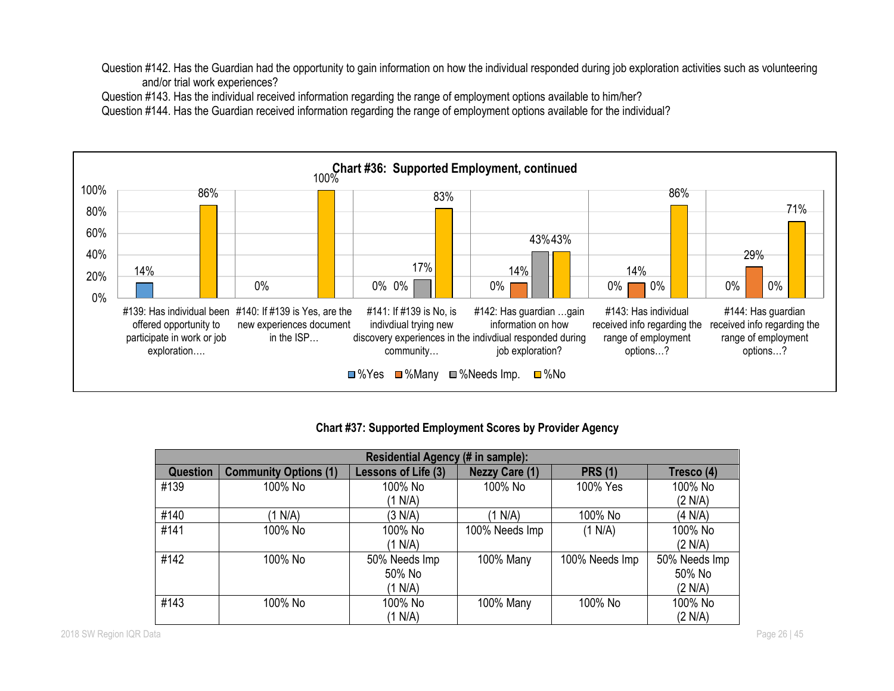Question #142. Has the Guardian had the opportunity to gain information on how the individual responded during job exploration activities such as volunteering and/or trial work experiences?

Question #143. Has the individual received information regarding the range of employment options available to him/her?

Question #144. Has the Guardian received information regarding the range of employment options available for the individual?

**Chart #36: Supported Employment, continued**

| Question | %Yes | %Many | %Needs Imp. | %No |
|---|---|---|---|---|
| #139: Has individual been offered opportunity to participate in work or job exploration…. | 14% | | | 86% |
| #140: If #139 is Yes, are the new experiences document in the ISP… | 0% | | | 100% |
| #141: If #139 is No, is indivdiual trying new discovery experiences in the community… | 0% | 0% | 17% | 83% |
| #142: Has guardian …gain information on how the indivdiual responded during job exploration? | 0% | 14% | 43% | 43% |
| #143: Has individual received info regarding the range of employment options…? | 0% | 14% | 0% | 86% |
| #144: Has guardian received info regarding the range of employment options…? | 0% | 29% | 0% | 71% |

**Chart #37: Supported Employment Scores by Provider Agency**

| Residential Agency (# in sample): | | | | | |
|---|---|---|---|---|---|
| **Question** | **Community Options (1)** | **Lessons of Life (3)** | **Nezzy Care (1)** | **PRS (1)** | **Tresco (4)** |
| #139 | 100% No | 100% No (1 N/A) | 100% No | 100% Yes | 100% No (2 N/A) |
| #140 | (1 N/A) | (3 N/A) | (1 N/A) | 100% No | (4 N/A) |
| #141 | 100% No | 100% No (1 N/A) | 100% Needs Imp | (1 N/A) | 100% No (2 N/A) |
| #142 | 100% No | 50% Needs Imp 50% No (1 N/A) | 100% Many | 100% Needs Imp | 50% Needs Imp 50% No (2 N/A) |
| #143 | 100% No | 100% No (1 N/A) | 100% Many | 100% No | 100% No (2 N/A) |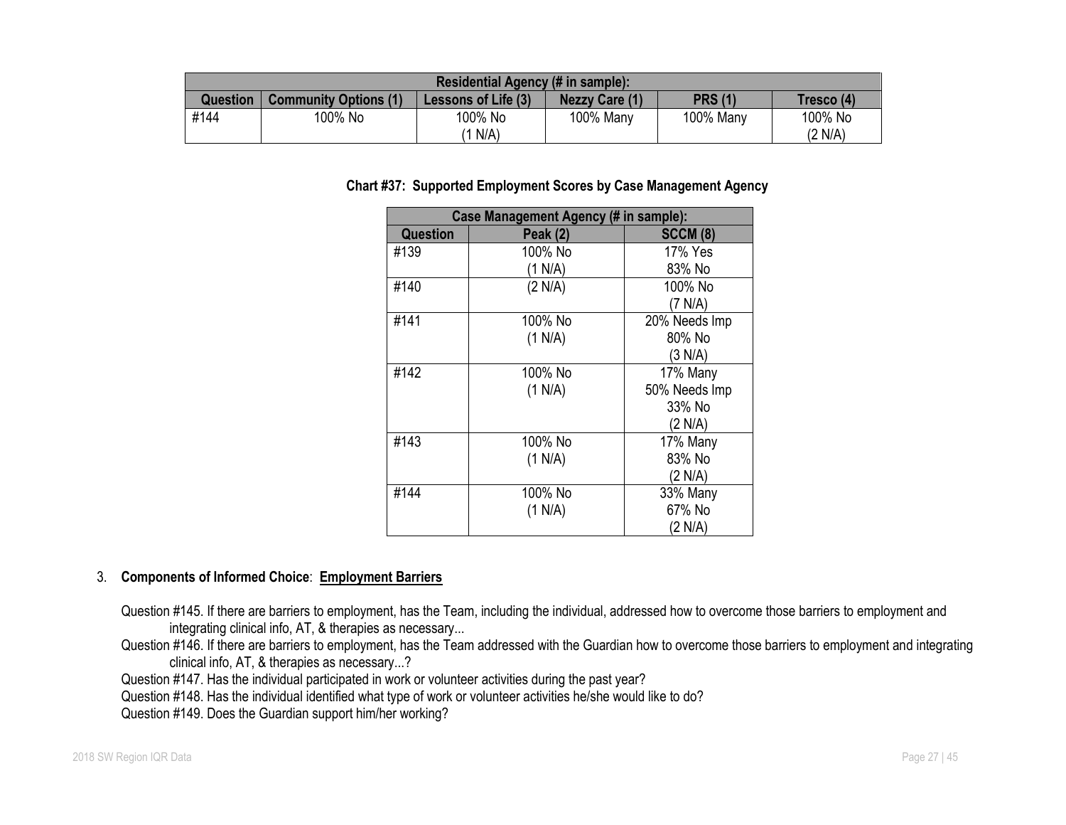| Residential Agency (# in sample): | | | | | |
|---|---|---|---|---|---|
| Question | Community Options (1) | Lessons of Life (3) | Nezzy Care (1) | PRS (1) | Tresco (4) |
| #144 | 100% No | 100% No (1 N/A) | 100% Many | 100% Many | 100% No (2 N/A) |

**Chart #37: Supported Employment Scores by Case Management Agency**

| Case Management Agency (# in sample): | | |
|---|---|---|
| Question | Peak (2) | SCCM (8) |
| #139 | 100% No (1 N/A) | 17% Yes 83% No |
| #140 | (2 N/A) | 100% No (7 N/A) |
| #141 | 100% No (1 N/A) | 20% Needs Imp 80% No (3 N/A) |
| #142 | 100% No (1 N/A) | 17% Many 50% Needs Imp 33% No (2 N/A) |
| #143 | 100% No (1 N/A) | 17% Many 83% No (2 N/A) |
| #144 | 100% No (1 N/A) | 33% Many 67% No (2 N/A) |

3. **Components of Informed Choice**: **Employment Barriers**

Question #145. If there are barriers to employment, has the Team, including the individual, addressed how to overcome those barriers to employment and integrating clinical info, AT, & therapies as necessary...

Question #146. If there are barriers to employment, has the Team addressed with the Guardian how to overcome those barriers to employment and integrating clinical info, AT, & therapies as necessary...?

Question #147. Has the individual participated in work or volunteer activities during the past year?

Question #148. Has the individual identified what type of work or volunteer activities he/she would like to do?

Question #149. Does the Guardian support him/her working?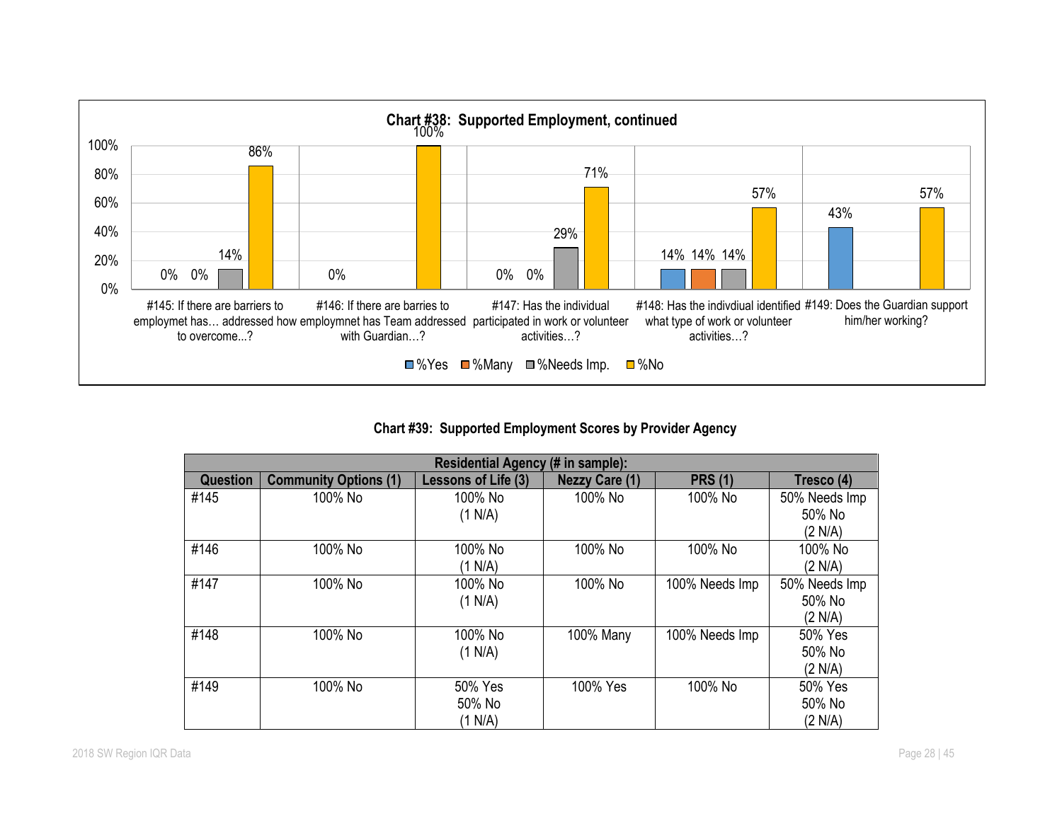**Chart #38: Supported Employment, continued**

| Question | %Yes | %Many | %Needs Imp. | %No |
|---|---|---|---|---|
| #145: If there are barriers to employmet has… addressed how to overcome...? | 0% | 0% | 14% | 86% |
| #146: If there are barries to employmnet has Team addressed with Guardian…? | 0% | | | 100% |
| #147: Has the individual participated in work or volunteer activities…? | 0% | 0% | 29% | 71% |
| #148: Has the indivdiual identified what type of work or volunteer activities…? | 14% | 14% | 14% | 57% |
| #149: Does the Guardian support him/her working? | 43% | | | 57% |

**Chart #39: Supported Employment Scores by Provider Agency**

| Residential Agency (# in sample): | | | | | |
|---|---|---|---|---|---|
| **Question** | **Community Options (1)** | **Lessons of Life (3)** | **Nezzy Care (1)** | **PRS (1)** | **Tresco (4)** |
| #145 | 100% No | 100% No (1 N/A) | 100% No | 100% No | 50% Needs Imp 50% No (2 N/A) |
| #146 | 100% No | 100% No (1 N/A) | 100% No | 100% No | 100% No (2 N/A) |
| #147 | 100% No | 100% No (1 N/A) | 100% No | 100% Needs Imp | 50% Needs Imp 50% No (2 N/A) |
| #148 | 100% No | 100% No (1 N/A) | 100% Many | 100% Needs Imp | 50% Yes 50% No (2 N/A) |
| #149 | 100% No | 50% Yes 50% No (1 N/A) | 100% Yes | 100% No | 50% Yes 50% No (2 N/A) |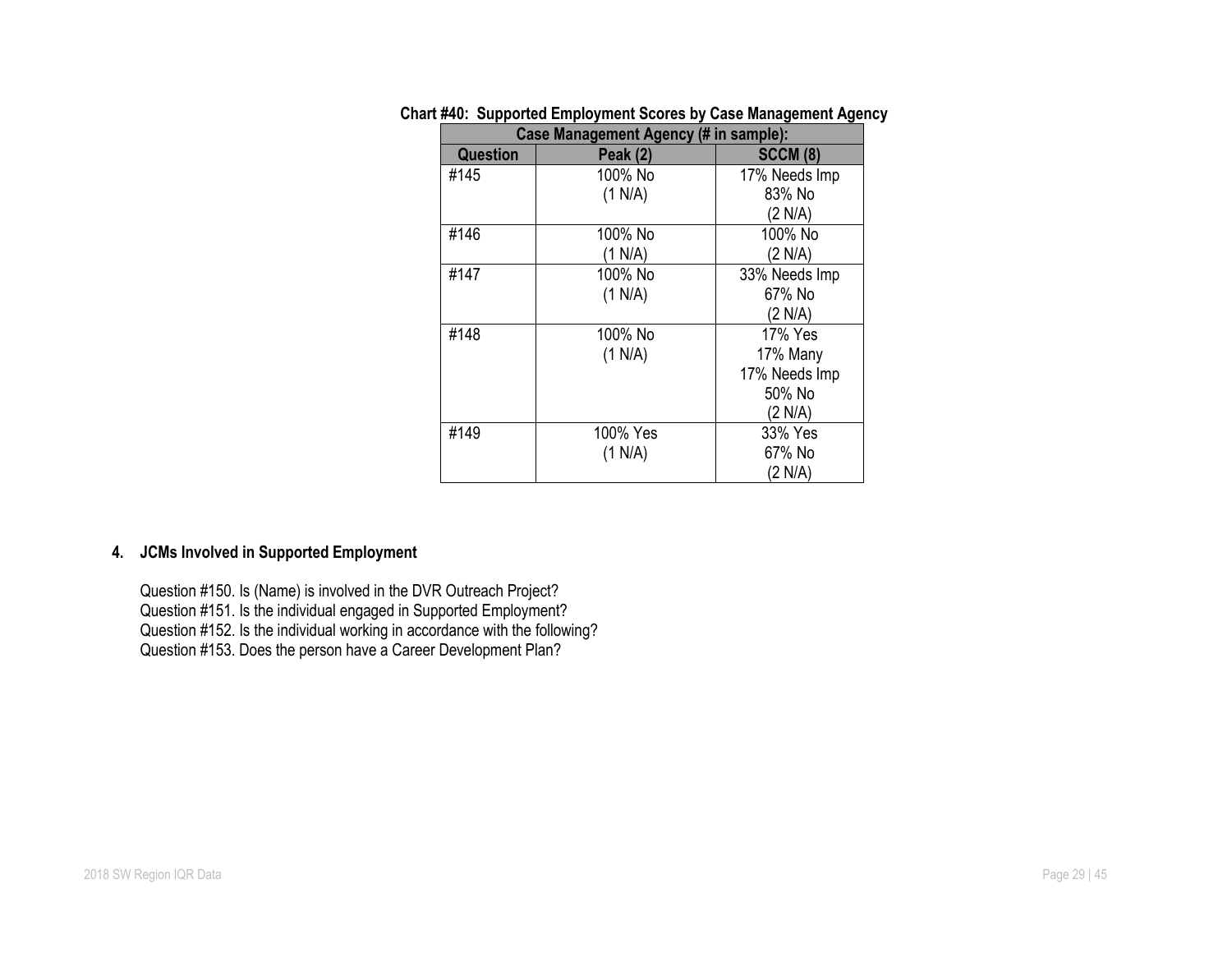**Chart #40: Supported Employment Scores by Case Management Agency**

| Case Management Agency (# in sample): | | |
|---|---|---|
| Question | Peak (2) | SCCM (8) |
| #145 | 100% No<br>(1 N/A) | 17% Needs Imp<br>83% No<br>(2 N/A) |
| #146 | 100% No<br>(1 N/A) | 100% No<br>(2 N/A) |
| #147 | 100% No<br>(1 N/A) | 33% Needs Imp<br>67% No<br>(2 N/A) |
| #148 | 100% No<br>(1 N/A) | 17% Yes<br>17% Many<br>17% Needs Imp<br>50% No<br>(2 N/A) |
| #149 | 100% Yes<br>(1 N/A) | 33% Yes<br>67% No<br>(2 N/A) |

### 4. JCMs Involved in Supported Employment

Question #150. Is (Name) is involved in the DVR Outreach Project?
Question #151. Is the individual engaged in Supported Employment?
Question #152. Is the individual working in accordance with the following?
Question #153. Does the person have a Career Development Plan?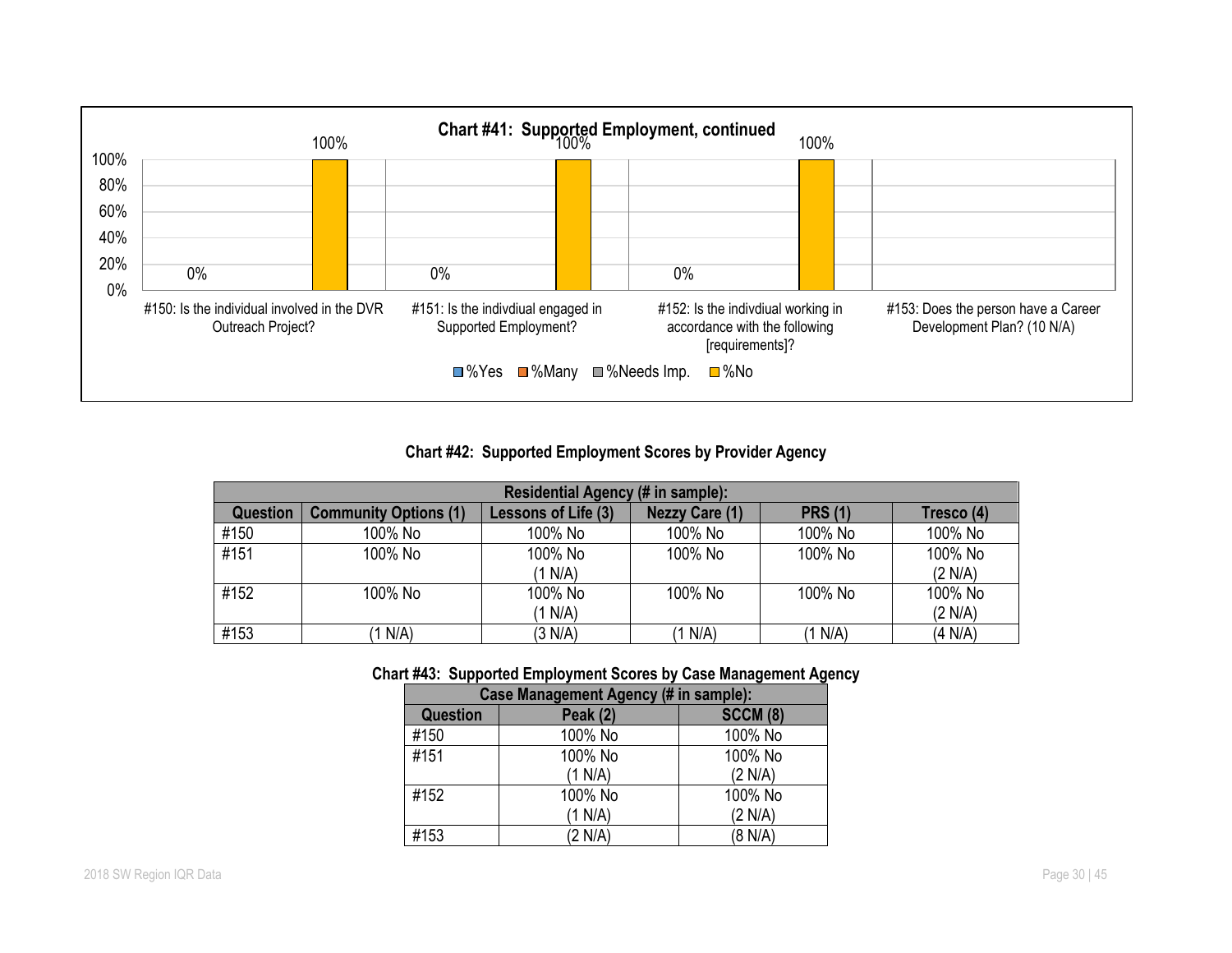**Chart #41: Supported Employment, continued**

| Question | %Yes | %Many | %Needs Imp. | %No |
|---|---|---|---|---|
| #150: Is the individual involved in the DVR Outreach Project? | 0% | | | 100% |
| #151: Is the indivdiual engaged in Supported Employment? | 0% | | | 100% |
| #152: Is the indivdiual working in accordance with the following [requirements]? | 0% | | | 100% |
| #153: Does the person have a Career Development Plan? (10 N/A) | | | | |

**Chart #42: Supported Employment Scores by Provider Agency**

| Question | Residential Agency (# in sample): | | | | |
|---|---|---|---|---|---|
| | Community Options (1) | Lessons of Life (3) | Nezzy Care (1) | PRS (1) | Tresco (4) |
| #150 | 100% No | 100% No | 100% No | 100% No | 100% No |
| #151 | 100% No | 100% No (1 N/A) | 100% No | 100% No | 100% No (2 N/A) |
| #152 | 100% No | 100% No (1 N/A) | 100% No | 100% No | 100% No (2 N/A) |
| #153 | (1 N/A) | (3 N/A) | (1 N/A) | (1 N/A) | (4 N/A) |

**Chart #43: Supported Employment Scores by Case Management Agency**

| Question | Case Management Agency (# in sample): | |
|---|---|---|
| | Peak (2) | SCCM (8) |
| #150 | 100% No | 100% No |
| #151 | 100% No (1 N/A) | 100% No (2 N/A) |
| #152 | 100% No (1 N/A) | 100% No (2 N/A) |
| #153 | (2 N/A) | (8 N/A) |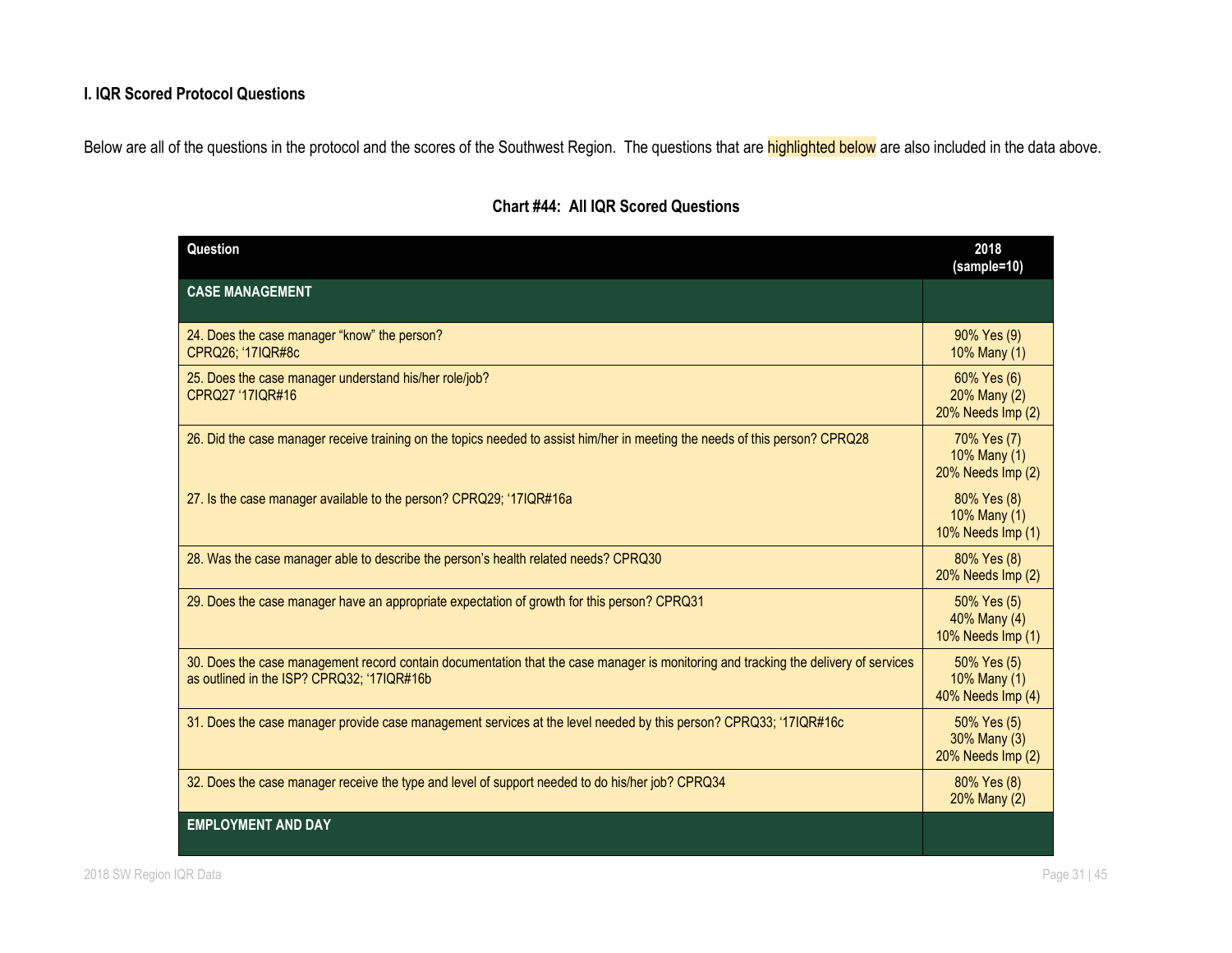### I. IQR Scored Protocol Questions

Below are all of the questions in the protocol and the scores of the Southwest Region. The questions that are highlighted below are also included in the data above.

**Chart #44: All IQR Scored Questions**

| Question | 2018 (sample=10) |
|---|---|
| **CASE MANAGEMENT** | |
| 24. Does the case manager "know" the person? CPRQ26; '17IQR#8c | 90% Yes (9)<br>10% Many (1) |
| 25. Does the case manager understand his/her role/job? CPRQ27 '17IQR#16 | 60% Yes (6)<br>20% Many (2)<br>20% Needs Imp (2) |
| 26. Did the case manager receive training on the topics needed to assist him/her in meeting the needs of this person? CPRQ28 | 70% Yes (7)<br>10% Many (1)<br>20% Needs Imp (2) |
| 27. Is the case manager available to the person? CPRQ29; '17IQR#16a | 80% Yes (8)<br>10% Many (1)<br>10% Needs Imp (1) |
| 28. Was the case manager able to describe the person's health related needs? CPRQ30 | 80% Yes (8)<br>20% Needs Imp (2) |
| 29. Does the case manager have an appropriate expectation of growth for this person? CPRQ31 | 50% Yes (5)<br>40% Many (4)<br>10% Needs Imp (1) |
| 30. Does the case management record contain documentation that the case manager is monitoring and tracking the delivery of services as outlined in the ISP? CPRQ32; '17IQR#16b | 50% Yes (5)<br>10% Many (1)<br>40% Needs Imp (4) |
| 31. Does the case manager provide case management services at the level needed by this person? CPRQ33; '17IQR#16c | 50% Yes (5)<br>30% Many (3)<br>20% Needs Imp (2) |
| 32. Does the case manager receive the type and level of support needed to do his/her job? CPRQ34 | 80% Yes (8)<br>20% Many (2) |
| **EMPLOYMENT AND DAY** | |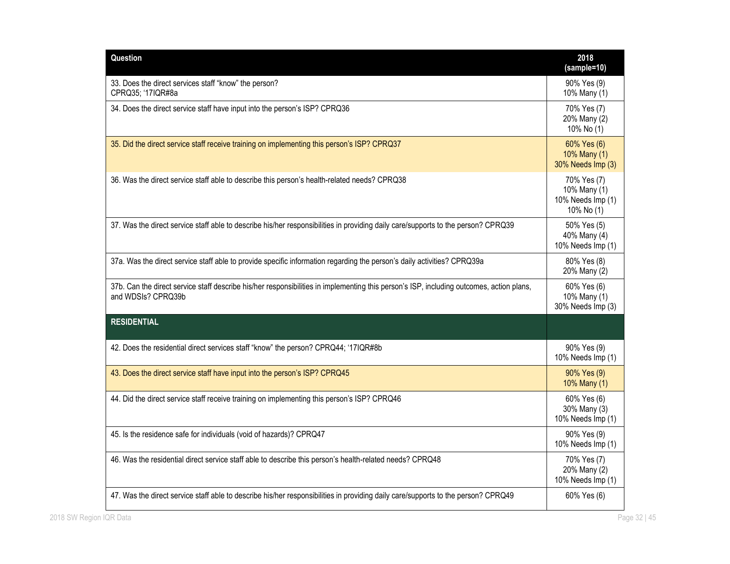| Question | 2018 (sample=10) |
|---|---|
| 33. Does the direct services staff "know" the person? CPRQ35; '17IQR#8a | 90% Yes (9)<br>10% Many (1) |
| 34. Does the direct service staff have input into the person's ISP? CPRQ36 | 70% Yes (7)<br>20% Many (2)<br>10% No (1) |
| 35. Did the direct service staff receive training on implementing this person's ISP? CPRQ37 | 60% Yes (6)<br>10% Many (1)<br>30% Needs Imp (3) |
| 36. Was the direct service staff able to describe this person's health-related needs? CPRQ38 | 70% Yes (7)<br>10% Many (1)<br>10% Needs Imp (1)<br>10% No (1) |
| 37. Was the direct service staff able to describe his/her responsibilities in providing daily care/supports to the person? CPRQ39 | 50% Yes (5)<br>40% Many (4)<br>10% Needs Imp (1) |
| 37a. Was the direct service staff able to provide specific information regarding the person's daily activities? CPRQ39a | 80% Yes (8)<br>20% Many (2) |
| 37b. Can the direct service staff describe his/her responsibilities in implementing this person's ISP, including outcomes, action plans, and WDSIs? CPRQ39b | 60% Yes (6)<br>10% Many (1)<br>30% Needs Imp (3) |
| **RESIDENTIAL** | |
| 42. Does the residential direct services staff "know" the person? CPRQ44; '17IQR#8b | 90% Yes (9)<br>10% Needs Imp (1) |
| 43. Does the direct service staff have input into the person's ISP? CPRQ45 | 90% Yes (9)<br>10% Many (1) |
| 44. Did the direct service staff receive training on implementing this person's ISP? CPRQ46 | 60% Yes (6)<br>30% Many (3)<br>10% Needs Imp (1) |
| 45. Is the residence safe for individuals (void of hazards)? CPRQ47 | 90% Yes (9)<br>10% Needs Imp (1) |
| 46. Was the residential direct service staff able to describe this person's health-related needs? CPRQ48 | 70% Yes (7)<br>20% Many (2)<br>10% Needs Imp (1) |
| 47. Was the direct service staff able to describe his/her responsibilities in providing daily care/supports to the person? CPRQ49 | 60% Yes (6) |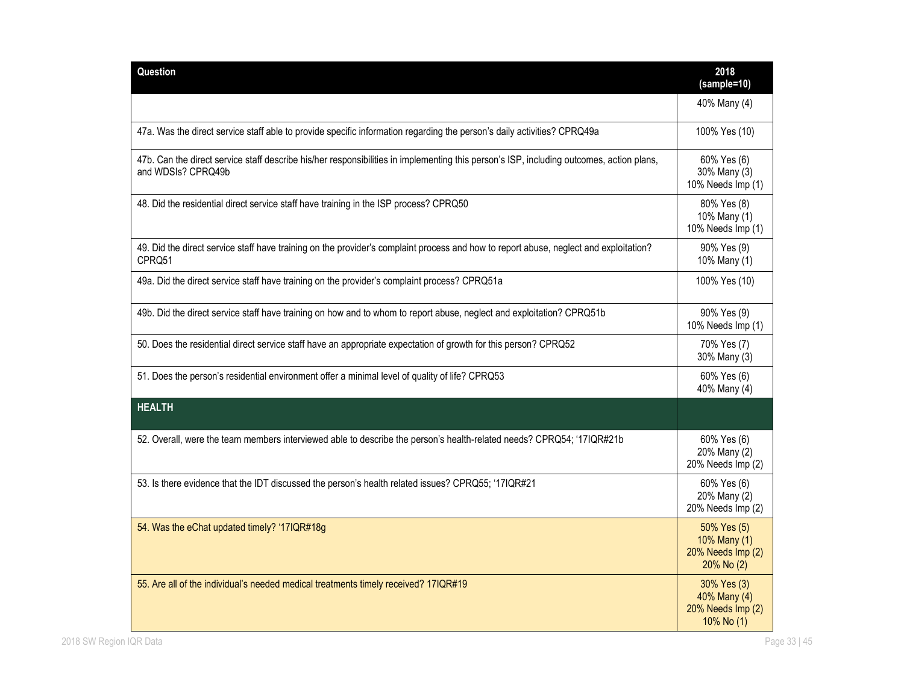| Question | 2018 (sample=10) |
|---|---|
| | 40% Many (4) |
| 47a. Was the direct service staff able to provide specific information regarding the person's daily activities? CPRQ49a | 100% Yes (10) |
| 47b. Can the direct service staff describe his/her responsibilities in implementing this person's ISP, including outcomes, action plans, and WDSIs? CPRQ49b | 60% Yes (6)<br>30% Many (3)<br>10% Needs Imp (1) |
| 48. Did the residential direct service staff have training in the ISP process? CPRQ50 | 80% Yes (8)<br>10% Many (1)<br>10% Needs Imp (1) |
| 49. Did the direct service staff have training on the provider's complaint process and how to report abuse, neglect and exploitation? CPRQ51 | 90% Yes (9)<br>10% Many (1) |
| 49a. Did the direct service staff have training on the provider's complaint process? CPRQ51a | 100% Yes (10) |
| 49b. Did the direct service staff have training on how and to whom to report abuse, neglect and exploitation? CPRQ51b | 90% Yes (9)<br>10% Needs Imp (1) |
| 50. Does the residential direct service staff have an appropriate expectation of growth for this person? CPRQ52 | 70% Yes (7)<br>30% Many (3) |
| 51. Does the person's residential environment offer a minimal level of quality of life? CPRQ53 | 60% Yes (6)<br>40% Many (4) |
| **HEALTH** | |
| 52. Overall, were the team members interviewed able to describe the person's health-related needs? CPRQ54; '17IQR#21b | 60% Yes (6)<br>20% Many (2)<br>20% Needs Imp (2) |
| 53. Is there evidence that the IDT discussed the person's health related issues? CPRQ55; '17IQR#21 | 60% Yes (6)<br>20% Many (2)<br>20% Needs Imp (2) |
| 54. Was the eChat updated timely? '17IQR#18g | 50% Yes (5)<br>10% Many (1)<br>20% Needs Imp (2)<br>20% No (2) |
| 55. Are all of the individual's needed medical treatments timely received? 17IQR#19 | 30% Yes (3)<br>40% Many (4)<br>20% Needs Imp (2)<br>10% No (1) |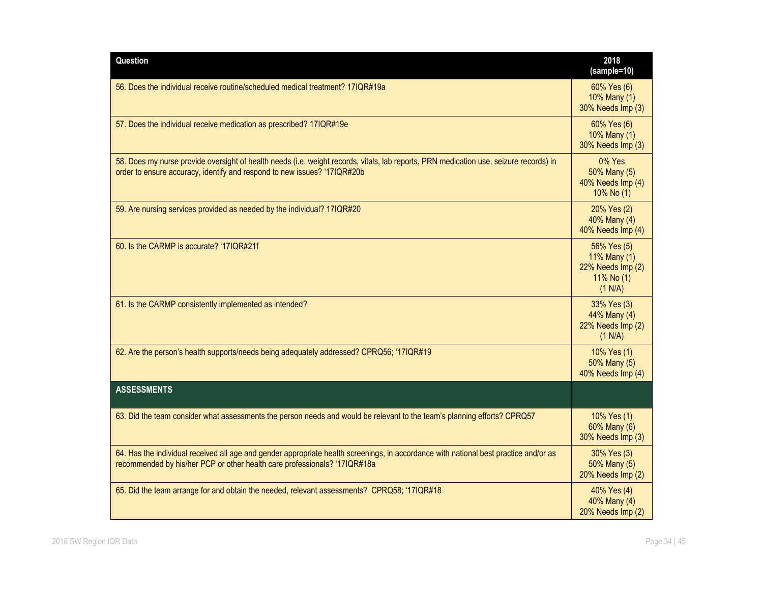| Question | 2018 (sample=10) |
|---|---|
| 56. Does the individual receive routine/scheduled medical treatment? 17IQR#19a | 60% Yes (6)<br>10% Many (1)<br>30% Needs Imp (3) |
| 57. Does the individual receive medication as prescribed? 17IQR#19e | 60% Yes (6)<br>10% Many (1)<br>30% Needs Imp (3) |
| 58. Does my nurse provide oversight of health needs (i.e. weight records, vitals, lab reports, PRN medication use, seizure records) in order to ensure accuracy, identify and respond to new issues? '17IQR#20b | 0% Yes<br>50% Many (5)<br>40% Needs Imp (4)<br>10% No (1) |
| 59. Are nursing services provided as needed by the individual? 17IQR#20 | 20% Yes (2)<br>40% Many (4)<br>40% Needs Imp (4) |
| 60. Is the CARMP is accurate? '17IQR#21f | 56% Yes (5)<br>11% Many (1)<br>22% Needs Imp (2)<br>11% No (1)<br>(1 N/A) |
| 61. Is the CARMP consistently implemented as intended? | 33% Yes (3)<br>44% Many (4)<br>22% Needs Imp (2)<br>(1 N/A) |
| 62. Are the person's health supports/needs being adequately addressed? CPRQ56; '17IQR#19 | 10% Yes (1)<br>50% Many (5)<br>40% Needs Imp (4) |
| **ASSESSMENTS** | |
| 63. Did the team consider what assessments the person needs and would be relevant to the team's planning efforts? CPRQ57 | 10% Yes (1)<br>60% Many (6)<br>30% Needs Imp (3) |
| 64. Has the individual received all age and gender appropriate health screenings, in accordance with national best practice and/or as recommended by his/her PCP or other health care professionals? '17IQR#18a | 30% Yes (3)<br>50% Many (5)<br>20% Needs Imp (2) |
| 65. Did the team arrange for and obtain the needed, relevant assessments? CPRQ58; '17IQR#18 | 40% Yes (4)<br>40% Many (4)<br>20% Needs Imp (2) |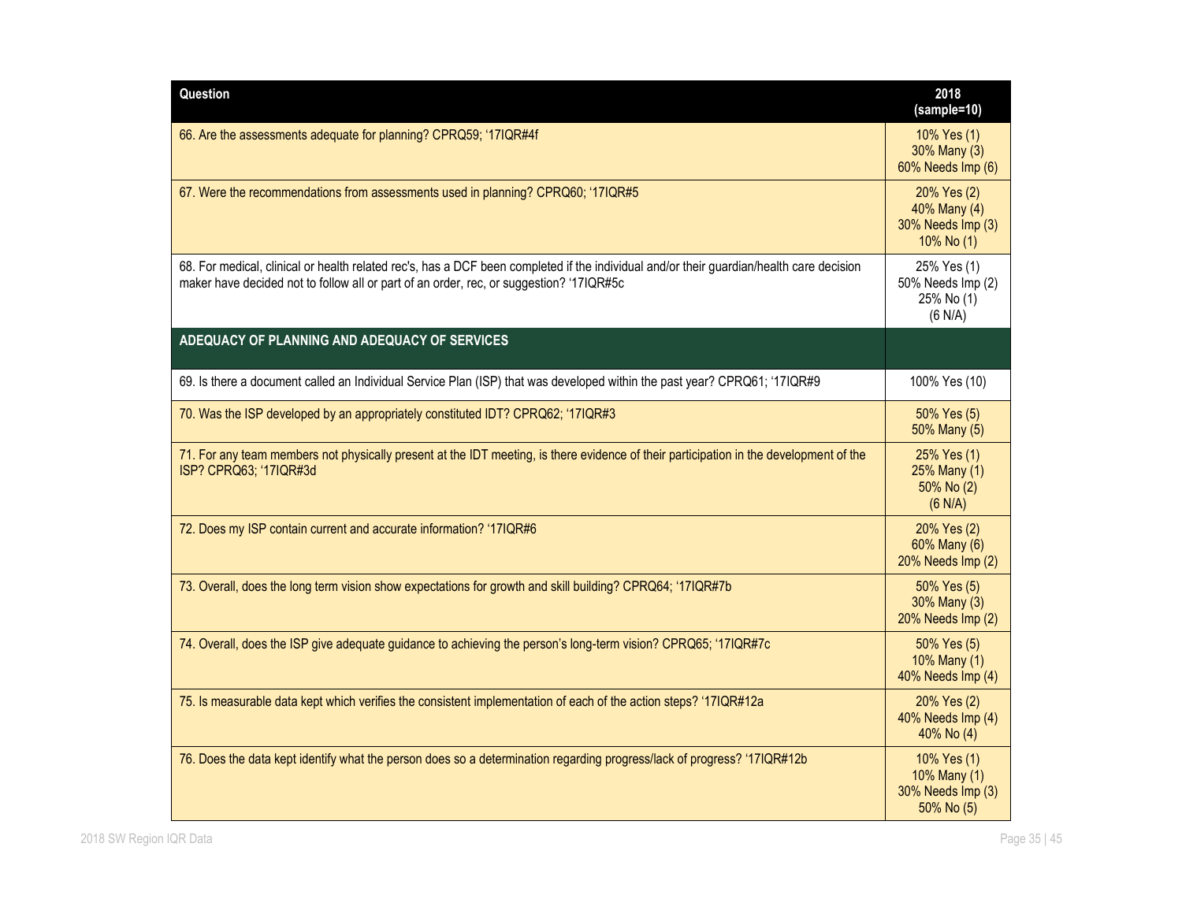| Question | 2018 (sample=10) |
| --- | --- |
| 66. Are the assessments adequate for planning? CPRQ59; '17IQR#4f | 10% Yes (1)<br>30% Many (3)<br>60% Needs Imp (6) |
| 67. Were the recommendations from assessments used in planning? CPRQ60; '17IQR#5 | 20% Yes (2)<br>40% Many (4)<br>30% Needs Imp (3)<br>10% No (1) |
| 68. For medical, clinical or health related rec's, has a DCF been completed if the individual and/or their guardian/health care decision maker have decided not to follow all or part of an order, rec, or suggestion? '17IQR#5c | 25% Yes (1)<br>50% Needs Imp (2)<br>25% No (1)<br>(6 N/A) |
| **ADEQUACY OF PLANNING AND ADEQUACY OF SERVICES** | |
| 69. Is there a document called an Individual Service Plan (ISP) that was developed within the past year? CPRQ61; '17IQR#9 | 100% Yes (10) |
| 70. Was the ISP developed by an appropriately constituted IDT? CPRQ62; '17IQR#3 | 50% Yes (5)<br>50% Many (5) |
| 71. For any team members not physically present at the IDT meeting, is there evidence of their participation in the development of the ISP? CPRQ63; '17IQR#3d | 25% Yes (1)<br>25% Many (1)<br>50% No (2)<br>(6 N/A) |
| 72. Does my ISP contain current and accurate information? '17IQR#6 | 20% Yes (2)<br>60% Many (6)<br>20% Needs Imp (2) |
| 73. Overall, does the long term vision show expectations for growth and skill building? CPRQ64; '17IQR#7b | 50% Yes (5)<br>30% Many (3)<br>20% Needs Imp (2) |
| 74. Overall, does the ISP give adequate guidance to achieving the person's long-term vision? CPRQ65; '17IQR#7c | 50% Yes (5)<br>10% Many (1)<br>40% Needs Imp (4) |
| 75. Is measurable data kept which verifies the consistent implementation of each of the action steps? '17IQR#12a | 20% Yes (2)<br>40% Needs Imp (4)<br>40% No (4) |
| 76. Does the data kept identify what the person does so a determination regarding progress/lack of progress? '17IQR#12b | 10% Yes (1)<br>10% Many (1)<br>30% Needs Imp (3)<br>50% No (5) |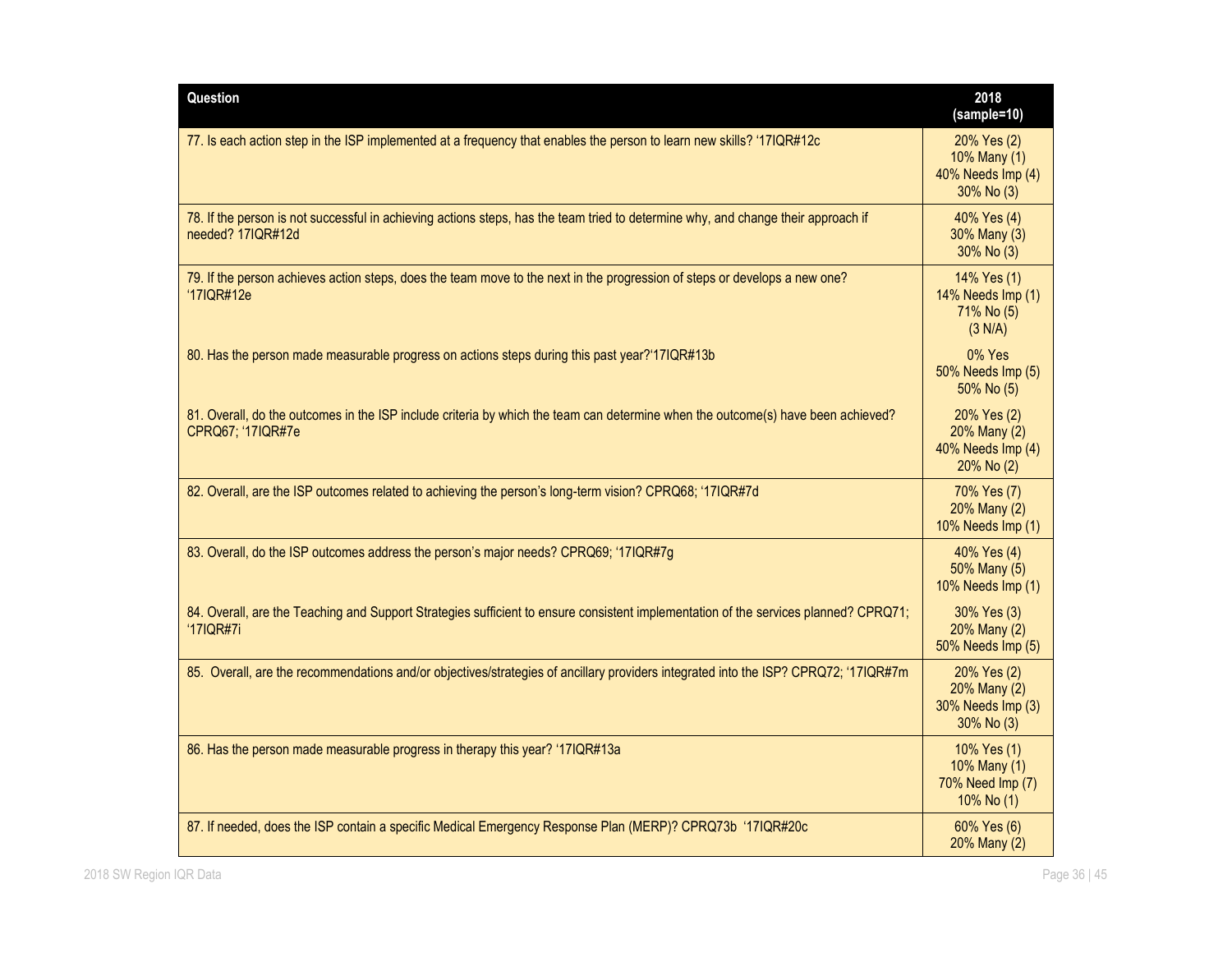| Question | 2018 (sample=10) |
|---|---|
| 77. Is each action step in the ISP implemented at a frequency that enables the person to learn new skills? '17IQR#12c | 20% Yes (2)<br>10% Many (1)<br>40% Needs Imp (4)<br>30% No (3) |
| 78. If the person is not successful in achieving actions steps, has the team tried to determine why, and change their approach if needed? 17IQR#12d | 40% Yes (4)<br>30% Many (3)<br>30% No (3) |
| 79. If the person achieves action steps, does the team move to the next in the progression of steps or develops a new one? '17IQR#12e | 14% Yes (1)<br>14% Needs Imp (1)<br>71% No (5)<br>(3 N/A) |
| 80. Has the person made measurable progress on actions steps during this past year?'17IQR#13b | 0% Yes<br>50% Needs Imp (5)<br>50% No (5) |
| 81. Overall, do the outcomes in the ISP include criteria by which the team can determine when the outcome(s) have been achieved? CPRQ67; '17IQR#7e | 20% Yes (2)<br>20% Many (2)<br>40% Needs Imp (4)<br>20% No (2) |
| 82. Overall, are the ISP outcomes related to achieving the person's long-term vision? CPRQ68; '17IQR#7d | 70% Yes (7)<br>20% Many (2)<br>10% Needs Imp (1) |
| 83. Overall, do the ISP outcomes address the person's major needs? CPRQ69; '17IQR#7g | 40% Yes (4)<br>50% Many (5)<br>10% Needs Imp (1) |
| 84. Overall, are the Teaching and Support Strategies sufficient to ensure consistent implementation of the services planned? CPRQ71; '17IQR#7i | 30% Yes (3)<br>20% Many (2)<br>50% Needs Imp (5) |
| 85. Overall, are the recommendations and/or objectives/strategies of ancillary providers integrated into the ISP? CPRQ72; '17IQR#7m | 20% Yes (2)<br>20% Many (2)<br>30% Needs Imp (3)<br>30% No (3) |
| 86. Has the person made measurable progress in therapy this year? '17IQR#13a | 10% Yes (1)<br>10% Many (1)<br>70% Need Imp (7)<br>10% No (1) |
| 87. If needed, does the ISP contain a specific Medical Emergency Response Plan (MERP)? CPRQ73b '17IQR#20c | 60% Yes (6)<br>20% Many (2) |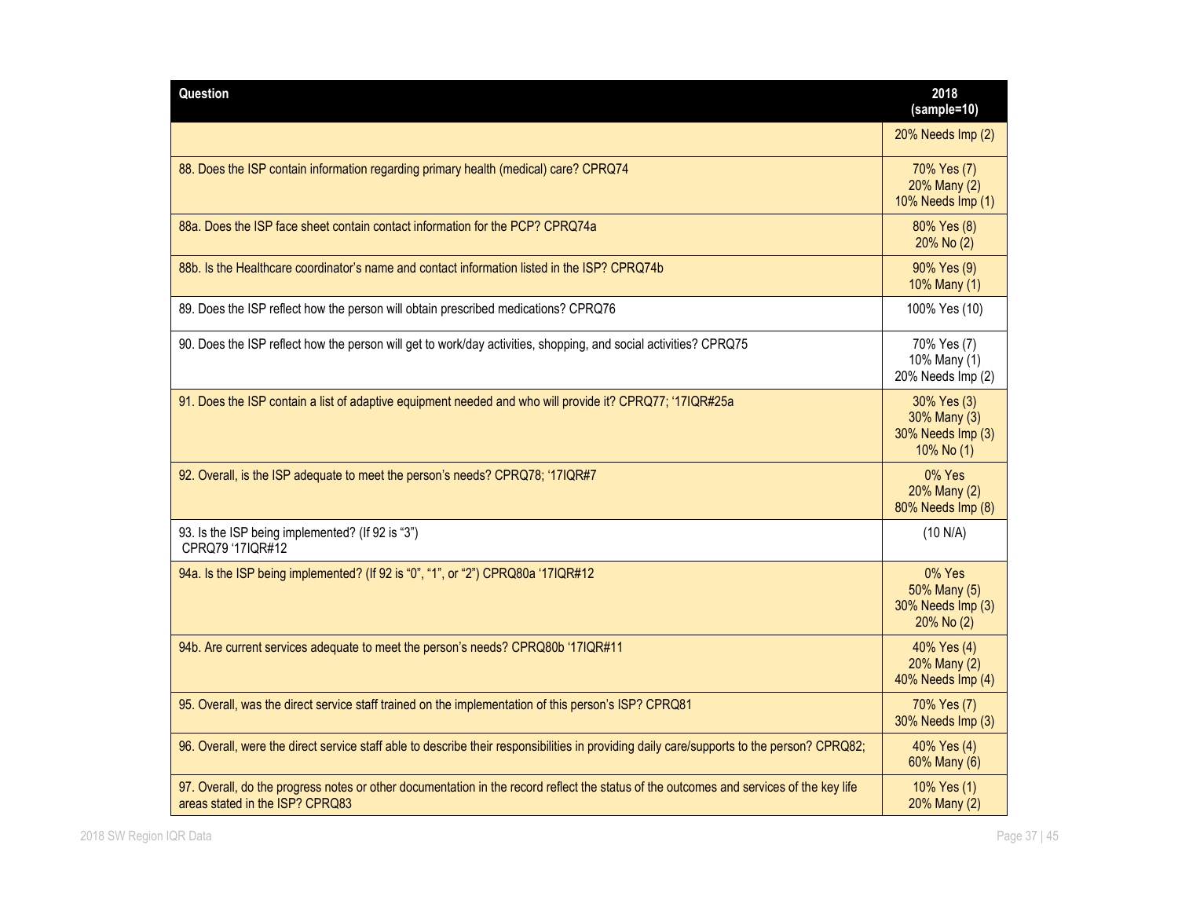| Question | 2018 (sample=10) |
| --- | --- |
| | 20% Needs Imp (2) |
| 88. Does the ISP contain information regarding primary health (medical) care? CPRQ74 | 70% Yes (7)<br>20% Many (2)<br>10% Needs Imp (1) |
| 88a. Does the ISP face sheet contain contact information for the PCP? CPRQ74a | 80% Yes (8)<br>20% No (2) |
| 88b. Is the Healthcare coordinator's name and contact information listed in the ISP? CPRQ74b | 90% Yes (9)<br>10% Many (1) |
| 89. Does the ISP reflect how the person will obtain prescribed medications? CPRQ76 | 100% Yes (10) |
| 90. Does the ISP reflect how the person will get to work/day activities, shopping, and social activities? CPRQ75 | 70% Yes (7)<br>10% Many (1)<br>20% Needs Imp (2) |
| 91. Does the ISP contain a list of adaptive equipment needed and who will provide it? CPRQ77; '17IQR#25a | 30% Yes (3)<br>30% Many (3)<br>30% Needs Imp (3)<br>10% No (1) |
| 92. Overall, is the ISP adequate to meet the person's needs? CPRQ78; '17IQR#7 | 0% Yes<br>20% Many (2)<br>80% Needs Imp (8) |
| 93. Is the ISP being implemented? (If 92 is "3") CPRQ79 '17IQR#12 | (10 N/A) |
| 94a. Is the ISP being implemented? (If 92 is "0", "1", or "2") CPRQ80a '17IQR#12 | 0% Yes<br>50% Many (5)<br>30% Needs Imp (3)<br>20% No (2) |
| 94b. Are current services adequate to meet the person's needs? CPRQ80b '17IQR#11 | 40% Yes (4)<br>20% Many (2)<br>40% Needs Imp (4) |
| 95. Overall, was the direct service staff trained on the implementation of this person's ISP? CPRQ81 | 70% Yes (7)<br>30% Needs Imp (3) |
| 96. Overall, were the direct service staff able to describe their responsibilities in providing daily care/supports to the person? CPRQ82; | 40% Yes (4)<br>60% Many (6) |
| 97. Overall, do the progress notes or other documentation in the record reflect the status of the outcomes and services of the key life areas stated in the ISP? CPRQ83 | 10% Yes (1)<br>20% Many (2) |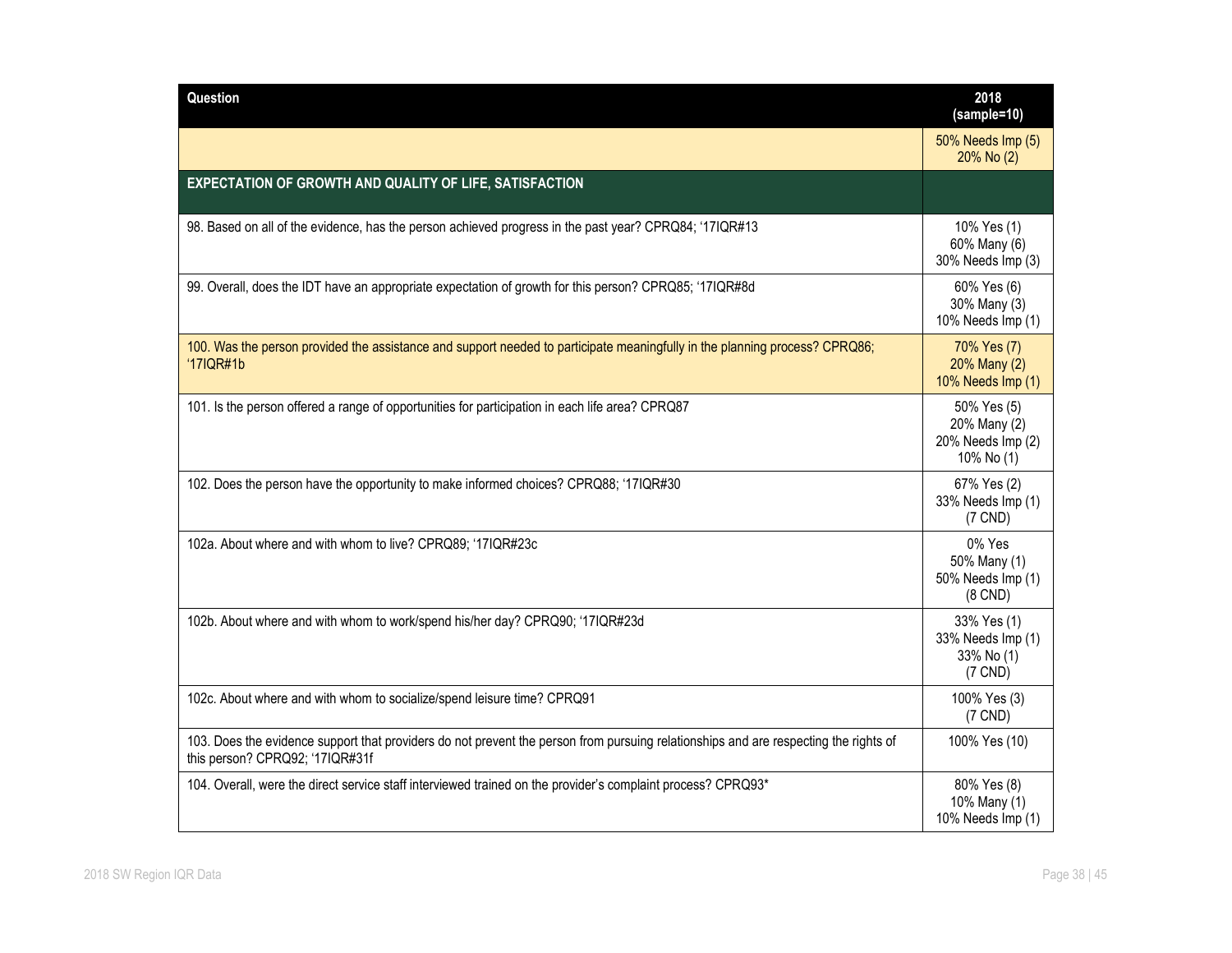| Question | 2018 (sample=10) |
|---|---|
| | 50% Needs Imp (5)<br>20% No (2) |
| **EXPECTATION OF GROWTH AND QUALITY OF LIFE, SATISFACTION** | |
| 98. Based on all of the evidence, has the person achieved progress in the past year? CPRQ84; '17IQR#13 | 10% Yes (1)<br>60% Many (6)<br>30% Needs Imp (3) |
| 99. Overall, does the IDT have an appropriate expectation of growth for this person? CPRQ85; '17IQR#8d | 60% Yes (6)<br>30% Many (3)<br>10% Needs Imp (1) |
| 100. Was the person provided the assistance and support needed to participate meaningfully in the planning process? CPRQ86; '17IQR#1b | 70% Yes (7)<br>20% Many (2)<br>10% Needs Imp (1) |
| 101. Is the person offered a range of opportunities for participation in each life area? CPRQ87 | 50% Yes (5)<br>20% Many (2)<br>20% Needs Imp (2)<br>10% No (1) |
| 102. Does the person have the opportunity to make informed choices? CPRQ88; '17IQR#30 | 67% Yes (2)<br>33% Needs Imp (1)<br>(7 CND) |
| 102a. About where and with whom to live? CPRQ89; '17IQR#23c | 0% Yes<br>50% Many (1)<br>50% Needs Imp (1)<br>(8 CND) |
| 102b. About where and with whom to work/spend his/her day? CPRQ90; '17IQR#23d | 33% Yes (1)<br>33% Needs Imp (1)<br>33% No (1)<br>(7 CND) |
| 102c. About where and with whom to socialize/spend leisure time? CPRQ91 | 100% Yes (3)<br>(7 CND) |
| 103. Does the evidence support that providers do not prevent the person from pursuing relationships and are respecting the rights of this person? CPRQ92; '17IQR#31f | 100% Yes (10) |
| 104. Overall, were the direct service staff interviewed trained on the provider's complaint process? CPRQ93* | 80% Yes (8)<br>10% Many (1)<br>10% Needs Imp (1) |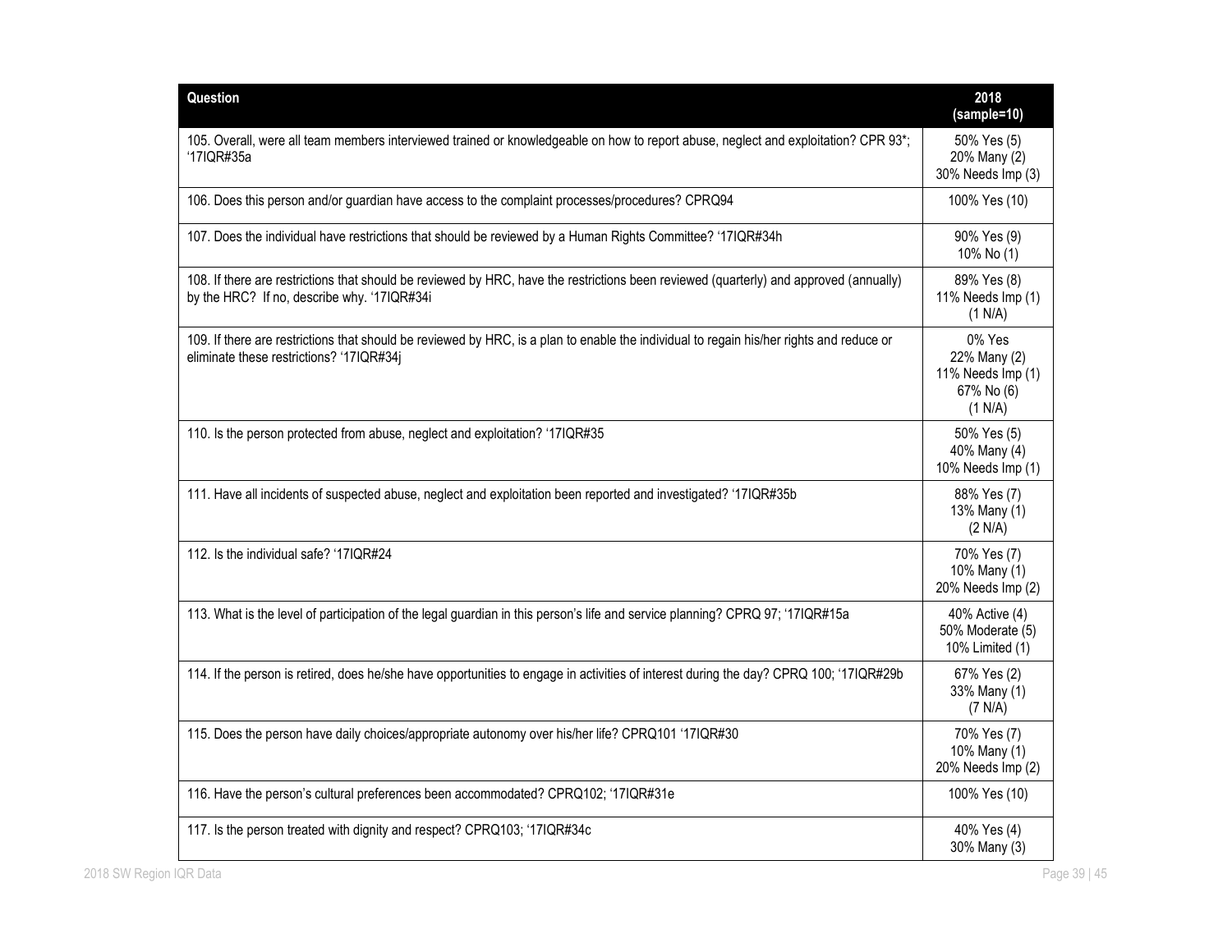| Question | 2018 (sample=10) |
|---|---|
| 105. Overall, were all team members interviewed trained or knowledgeable on how to report abuse, neglect and exploitation? CPR 93*; '17IQR#35a | 50% Yes (5)<br>20% Many (2)<br>30% Needs Imp (3) |
| 106. Does this person and/or guardian have access to the complaint processes/procedures? CPRQ94 | 100% Yes (10) |
| 107. Does the individual have restrictions that should be reviewed by a Human Rights Committee? '17IQR#34h | 90% Yes (9)<br>10% No (1) |
| 108. If there are restrictions that should be reviewed by HRC, have the restrictions been reviewed (quarterly) and approved (annually) by the HRC? If no, describe why. '17IQR#34i | 89% Yes (8)<br>11% Needs Imp (1)<br>(1 N/A) |
| 109. If there are restrictions that should be reviewed by HRC, is a plan to enable the individual to regain his/her rights and reduce or eliminate these restrictions? '17IQR#34j | 0% Yes<br>22% Many (2)<br>11% Needs Imp (1)<br>67% No (6)<br>(1 N/A) |
| 110. Is the person protected from abuse, neglect and exploitation? '17IQR#35 | 50% Yes (5)<br>40% Many (4)<br>10% Needs Imp (1) |
| 111. Have all incidents of suspected abuse, neglect and exploitation been reported and investigated? '17IQR#35b | 88% Yes (7)<br>13% Many (1)<br>(2 N/A) |
| 112. Is the individual safe? '17IQR#24 | 70% Yes (7)<br>10% Many (1)<br>20% Needs Imp (2) |
| 113. What is the level of participation of the legal guardian in this person's life and service planning? CPRQ 97; '17IQR#15a | 40% Active (4)<br>50% Moderate (5)<br>10% Limited (1) |
| 114. If the person is retired, does he/she have opportunities to engage in activities of interest during the day? CPRQ 100; '17IQR#29b | 67% Yes (2)<br>33% Many (1)<br>(7 N/A) |
| 115. Does the person have daily choices/appropriate autonomy over his/her life? CPRQ101 '17IQR#30 | 70% Yes (7)<br>10% Many (1)<br>20% Needs Imp (2) |
| 116. Have the person's cultural preferences been accommodated? CPRQ102; '17IQR#31e | 100% Yes (10) |
| 117. Is the person treated with dignity and respect? CPRQ103; '17IQR#34c | 40% Yes (4)<br>30% Many (3) |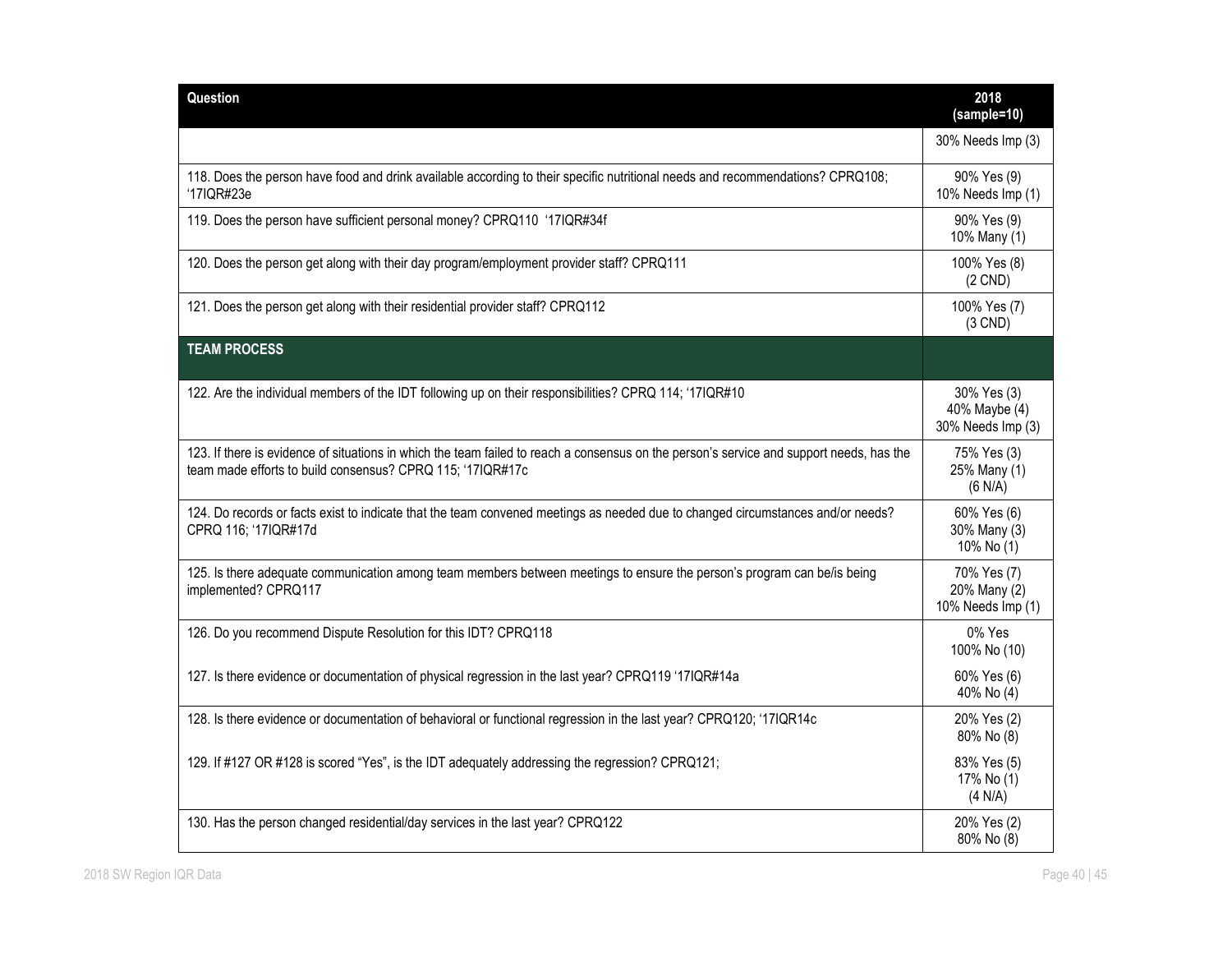| Question | 2018 (sample=10) |
|---|---|
| | 30% Needs Imp (3) |
| 118. Does the person have food and drink available according to their specific nutritional needs and recommendations? CPRQ108; '17IQR#23e | 90% Yes (9)<br>10% Needs Imp (1) |
| 119. Does the person have sufficient personal money? CPRQ110 '17IQR#34f | 90% Yes (9)<br>10% Many (1) |
| 120. Does the person get along with their day program/employment provider staff? CPRQ111 | 100% Yes (8)<br>(2 CND) |
| 121. Does the person get along with their residential provider staff? CPRQ112 | 100% Yes (7)<br>(3 CND) |
| **TEAM PROCESS** | |
| 122. Are the individual members of the IDT following up on their responsibilities? CPRQ 114; '17IQR#10 | 30% Yes (3)<br>40% Maybe (4)<br>30% Needs Imp (3) |
| 123. If there is evidence of situations in which the team failed to reach a consensus on the person's service and support needs, has the team made efforts to build consensus? CPRQ 115; '17IQR#17c | 75% Yes (3)<br>25% Many (1)<br>(6 N/A) |
| 124. Do records or facts exist to indicate that the team convened meetings as needed due to changed circumstances and/or needs? CPRQ 116; '17IQR#17d | 60% Yes (6)<br>30% Many (3)<br>10% No (1) |
| 125. Is there adequate communication among team members between meetings to ensure the person's program can be/is being implemented? CPRQ117 | 70% Yes (7)<br>20% Many (2)<br>10% Needs Imp (1) |
| 126. Do you recommend Dispute Resolution for this IDT? CPRQ118 | 0% Yes<br>100% No (10) |
| 127. Is there evidence or documentation of physical regression in the last year? CPRQ119 '17IQR#14a | 60% Yes (6)<br>40% No (4) |
| 128. Is there evidence or documentation of behavioral or functional regression in the last year? CPRQ120; '17IQR14c | 20% Yes (2)<br>80% No (8) |
| 129. If #127 OR #128 is scored "Yes", is the IDT adequately addressing the regression? CPRQ121; | 83% Yes (5)<br>17% No (1)<br>(4 N/A) |
| 130. Has the person changed residential/day services in the last year? CPRQ122 | 20% Yes (2)<br>80% No (8) |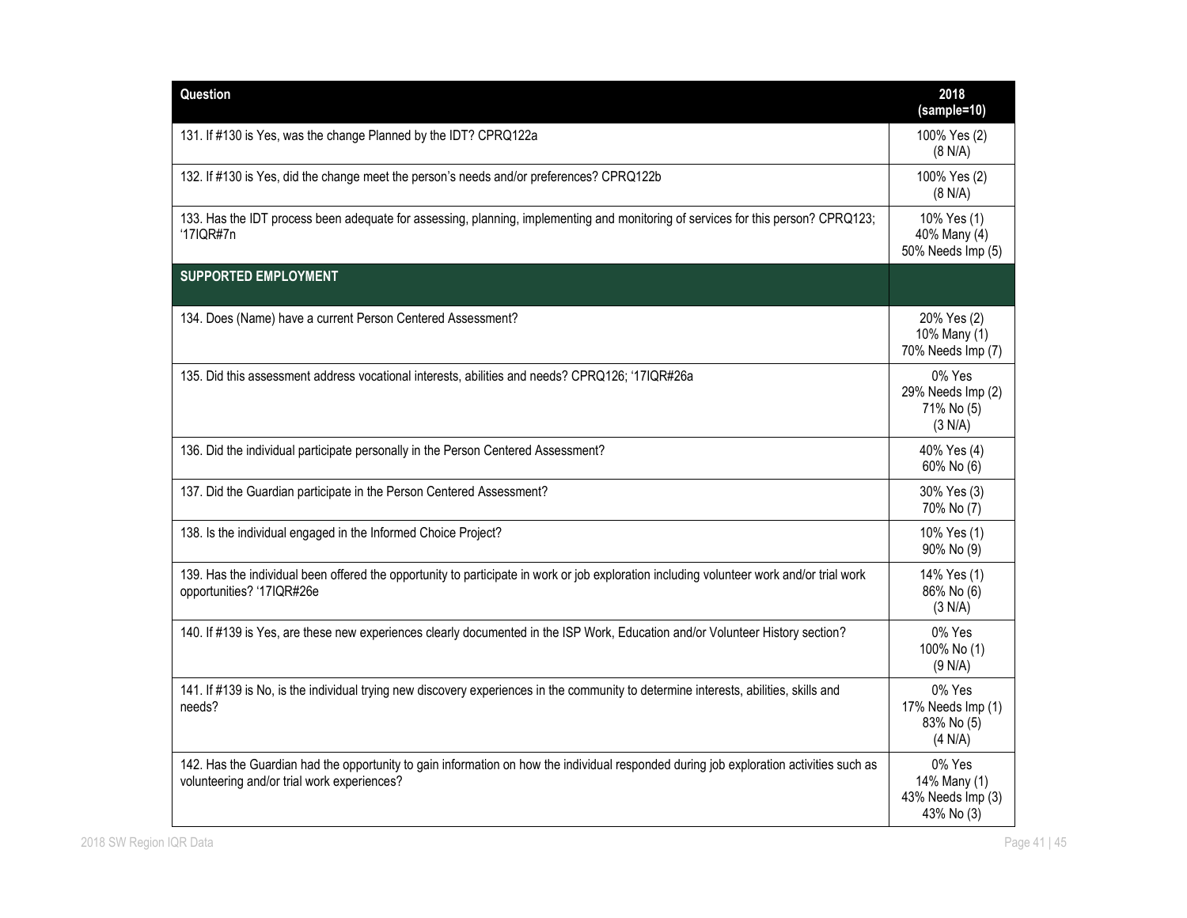| Question | 2018 (sample=10) |
|---|---|
| 131. If #130 is Yes, was the change Planned by the IDT? CPRQ122a | 100% Yes (2)<br>(8 N/A) |
| 132. If #130 is Yes, did the change meet the person's needs and/or preferences? CPRQ122b | 100% Yes (2)<br>(8 N/A) |
| 133. Has the IDT process been adequate for assessing, planning, implementing and monitoring of services for this person? CPRQ123; '17IQR#7n | 10% Yes (1)<br>40% Many (4)<br>50% Needs Imp (5) |
| **SUPPORTED EMPLOYMENT** | |
| 134. Does (Name) have a current Person Centered Assessment? | 20% Yes (2)<br>10% Many (1)<br>70% Needs Imp (7) |
| 135. Did this assessment address vocational interests, abilities and needs? CPRQ126; '17IQR#26a | 0% Yes<br>29% Needs Imp (2)<br>71% No (5)<br>(3 N/A) |
| 136. Did the individual participate personally in the Person Centered Assessment? | 40% Yes (4)<br>60% No (6) |
| 137. Did the Guardian participate in the Person Centered Assessment? | 30% Yes (3)<br>70% No (7) |
| 138. Is the individual engaged in the Informed Choice Project? | 10% Yes (1)<br>90% No (9) |
| 139. Has the individual been offered the opportunity to participate in work or job exploration including volunteer work and/or trial work opportunities? '17IQR#26e | 14% Yes (1)<br>86% No (6)<br>(3 N/A) |
| 140. If #139 is Yes, are these new experiences clearly documented in the ISP Work, Education and/or Volunteer History section? | 0% Yes<br>100% No (1)<br>(9 N/A) |
| 141. If #139 is No, is the individual trying new discovery experiences in the community to determine interests, abilities, skills and needs? | 0% Yes<br>17% Needs Imp (1)<br>83% No (5)<br>(4 N/A) |
| 142. Has the Guardian had the opportunity to gain information on how the individual responded during job exploration activities such as volunteering and/or trial work experiences? | 0% Yes<br>14% Many (1)<br>43% Needs Imp (3)<br>43% No (3) |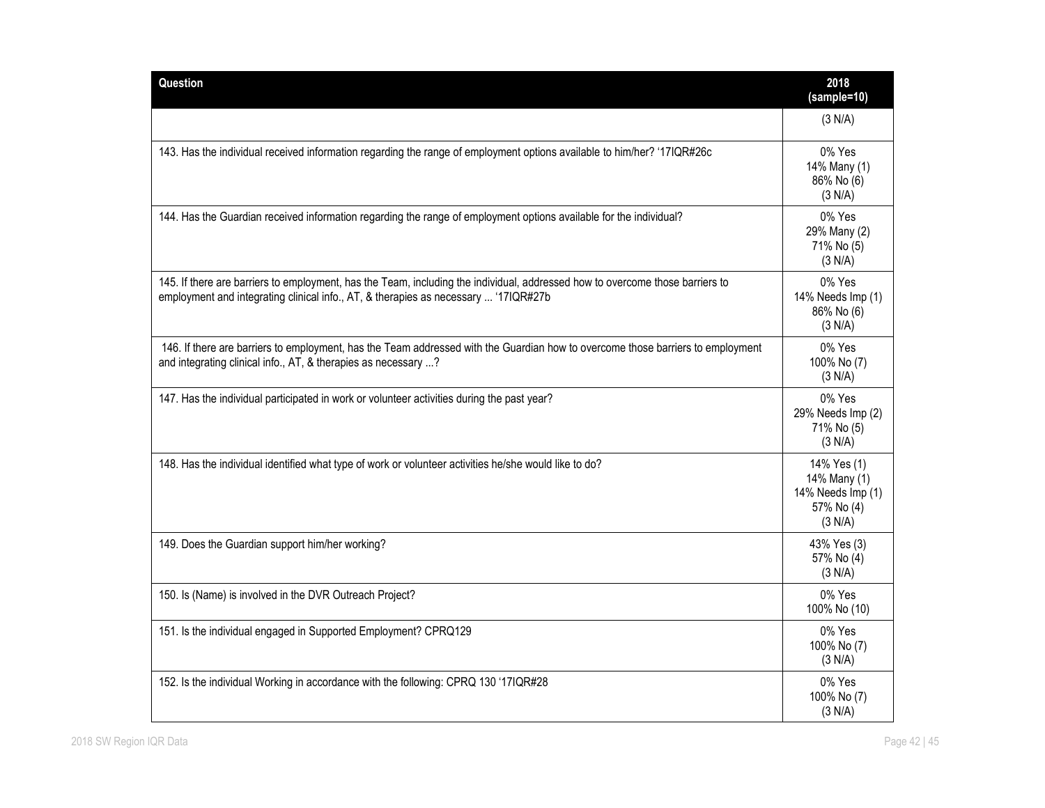| Question | 2018 (sample=10) |
|---|---|
| | (3 N/A) |
| 143. Has the individual received information regarding the range of employment options available to him/her? '17IQR#26c | 0% Yes<br>14% Many (1)<br>86% No (6)<br>(3 N/A) |
| 144. Has the Guardian received information regarding the range of employment options available for the individual? | 0% Yes<br>29% Many (2)<br>71% No (5)<br>(3 N/A) |
| 145. If there are barriers to employment, has the Team, including the individual, addressed how to overcome those barriers to employment and integrating clinical info., AT, & therapies as necessary ... '17IQR#27b | 0% Yes<br>14% Needs Imp (1)<br>86% No (6)<br>(3 N/A) |
| 146. If there are barriers to employment, has the Team addressed with the Guardian how to overcome those barriers to employment and integrating clinical info., AT, & therapies as necessary ...? | 0% Yes<br>100% No (7)<br>(3 N/A) |
| 147. Has the individual participated in work or volunteer activities during the past year? | 0% Yes<br>29% Needs Imp (2)<br>71% No (5)<br>(3 N/A) |
| 148. Has the individual identified what type of work or volunteer activities he/she would like to do? | 14% Yes (1)<br>14% Many (1)<br>14% Needs Imp (1)<br>57% No (4)<br>(3 N/A) |
| 149. Does the Guardian support him/her working? | 43% Yes (3)<br>57% No (4)<br>(3 N/A) |
| 150. Is (Name) is involved in the DVR Outreach Project? | 0% Yes<br>100% No (10) |
| 151. Is the individual engaged in Supported Employment? CPRQ129 | 0% Yes<br>100% No (7)<br>(3 N/A) |
| 152. Is the individual Working in accordance with the following: CPRQ 130 '17IQR#28 | 0% Yes<br>100% No (7)<br>(3 N/A) |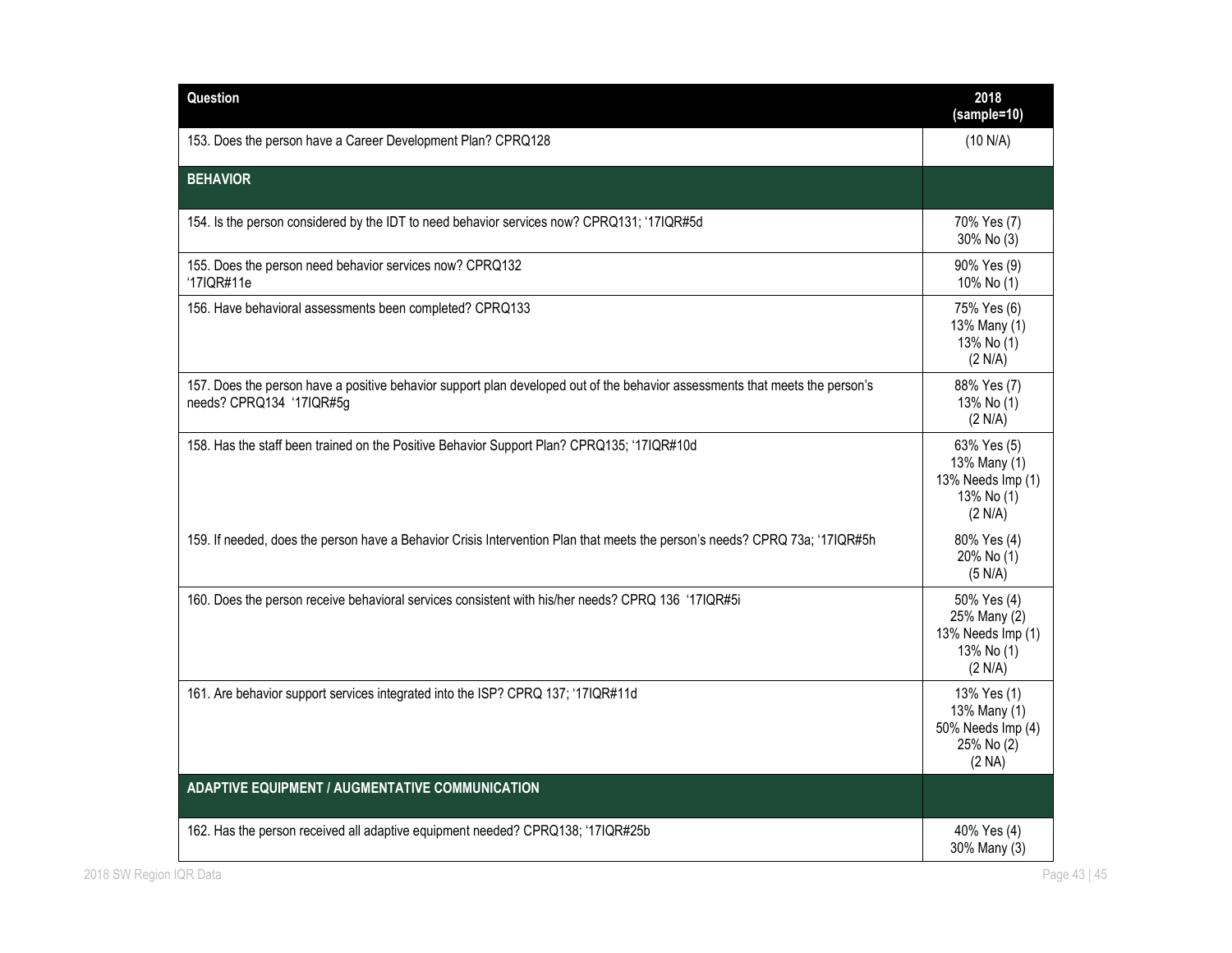| Question | 2018 (sample=10) |
| --- | --- |
| 153. Does the person have a Career Development Plan? CPRQ128 | (10 N/A) |
| **BEHAVIOR** | |
| 154. Is the person considered by the IDT to need behavior services now? CPRQ131; '17IQR#5d | 70% Yes (7)<br>30% No (3) |
| 155. Does the person need behavior services now? CPRQ132<br>'17IQR#11e | 90% Yes (9)<br>10% No (1) |
| 156. Have behavioral assessments been completed? CPRQ133 | 75% Yes (6)<br>13% Many (1)<br>13% No (1)<br>(2 N/A) |
| 157. Does the person have a positive behavior support plan developed out of the behavior assessments that meets the person's needs? CPRQ134 '17IQR#5g | 88% Yes (7)<br>13% No (1)<br>(2 N/A) |
| 158. Has the staff been trained on the Positive Behavior Support Plan? CPRQ135; '17IQR#10d | 63% Yes (5)<br>13% Many (1)<br>13% Needs Imp (1)<br>13% No (1)<br>(2 N/A) |
| 159. If needed, does the person have a Behavior Crisis Intervention Plan that meets the person's needs? CPRQ 73a; '17IQR#5h | 80% Yes (4)<br>20% No (1)<br>(5 N/A) |
| 160. Does the person receive behavioral services consistent with his/her needs? CPRQ 136 '17IQR#5i | 50% Yes (4)<br>25% Many (2)<br>13% Needs Imp (1)<br>13% No (1)<br>(2 N/A) |
| 161. Are behavior support services integrated into the ISP? CPRQ 137; '17IQR#11d | 13% Yes (1)<br>13% Many (1)<br>50% Needs Imp (4)<br>25% No (2)<br>(2 NA) |
| **ADAPTIVE EQUIPMENT / AUGMENTATIVE COMMUNICATION** | |
| 162. Has the person received all adaptive equipment needed? CPRQ138; '17IQR#25b | 40% Yes (4)<br>30% Many (3) |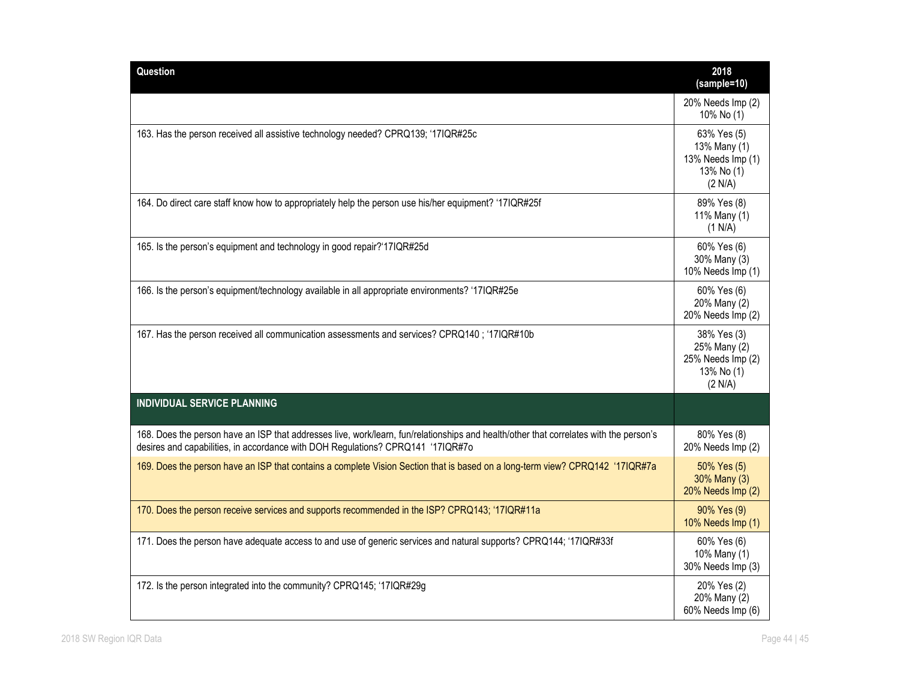| Question | 2018 (sample=10) |
| --- | --- |
| | 20% Needs Imp (2)<br>10% No (1) |
| 163. Has the person received all assistive technology needed? CPRQ139; '17IQR#25c | 63% Yes (5)<br>13% Many (1)<br>13% Needs Imp (1)<br>13% No (1)<br>(2 N/A) |
| 164. Do direct care staff know how to appropriately help the person use his/her equipment? '17IQR#25f | 89% Yes (8)<br>11% Many (1)<br>(1 N/A) |
| 165. Is the person's equipment and technology in good repair?'17IQR#25d | 60% Yes (6)<br>30% Many (3)<br>10% Needs Imp (1) |
| 166. Is the person's equipment/technology available in all appropriate environments? '17IQR#25e | 60% Yes (6)<br>20% Many (2)<br>20% Needs Imp (2) |
| 167. Has the person received all communication assessments and services? CPRQ140 ; '17IQR#10b | 38% Yes (3)<br>25% Many (2)<br>25% Needs Imp (2)<br>13% No (1)<br>(2 N/A) |
| **INDIVIDUAL SERVICE PLANNING** | |
| 168. Does the person have an ISP that addresses live, work/learn, fun/relationships and health/other that correlates with the person's desires and capabilities, in accordance with DOH Regulations? CPRQ141 '17IQR#7o | 80% Yes (8)<br>20% Needs Imp (2) |
| 169. Does the person have an ISP that contains a complete Vision Section that is based on a long-term view? CPRQ142 '17IQR#7a | 50% Yes (5)<br>30% Many (3)<br>20% Needs Imp (2) |
| 170. Does the person receive services and supports recommended in the ISP? CPRQ143; '17IQR#11a | 90% Yes (9)<br>10% Needs Imp (1) |
| 171. Does the person have adequate access to and use of generic services and natural supports? CPRQ144; '17IQR#33f | 60% Yes (6)<br>10% Many (1)<br>30% Needs Imp (3) |
| 172. Is the person integrated into the community? CPRQ145; '17IQR#29g | 20% Yes (2)<br>20% Many (2)<br>60% Needs Imp (6) |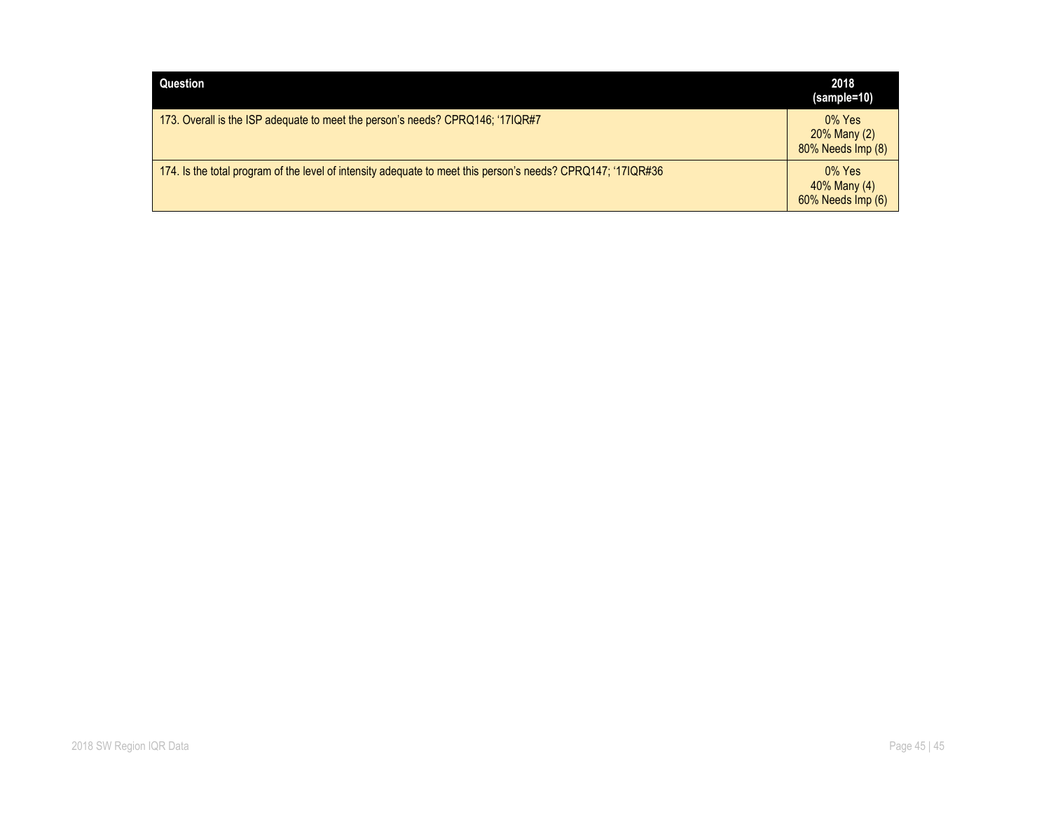| Question | 2018 (sample=10) |
| --- | --- |
| 173. Overall is the ISP adequate to meet the person's needs? CPRQ146; '17IQR#7 | 0% Yes<br>20% Many (2)<br>80% Needs Imp (8) |
| 174. Is the total program of the level of intensity adequate to meet this person's needs? CPRQ147; '17IQR#36 | 0% Yes<br>40% Many (4)<br>60% Needs Imp (6) |